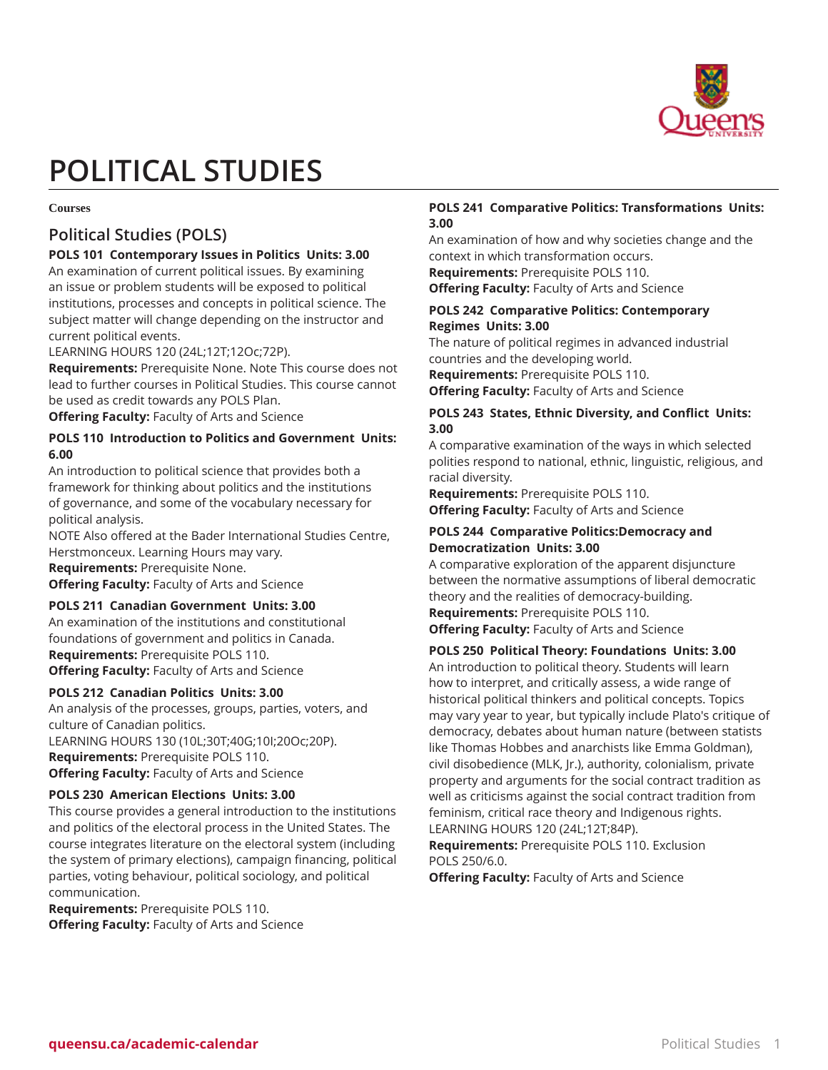# POLITICAL STUDIES

**Courses**

## Political Studies (POLS)

### POLS 101 Contemporary Issues in Politics Units: 3.00

An examination of current political issues. By examining an issue or problem students will be exposed to political institutions, processes and concepts in political science. The subject matter will change depending on the instructor and current political events.
LEARNING HOURS 120 (24L;12T;12Oc;72P).
**Requirements:** Prerequisite None. Note This course does not lead to further courses in Political Studies. This course cannot be used as credit towards any POLS Plan.
**Offering Faculty:** Faculty of Arts and Science

### POLS 110 Introduction to Politics and Government Units: 6.00

An introduction to political science that provides both a framework for thinking about politics and the institutions of governance, and some of the vocabulary necessary for political analysis.
NOTE Also offered at the Bader International Studies Centre, Herstmonceux. Learning Hours may vary.
**Requirements:** Prerequisite None.
**Offering Faculty:** Faculty of Arts and Science

### POLS 211 Canadian Government Units: 3.00

An examination of the institutions and constitutional foundations of government and politics in Canada.
**Requirements:** Prerequisite POLS 110.
**Offering Faculty:** Faculty of Arts and Science

### POLS 212 Canadian Politics Units: 3.00

An analysis of the processes, groups, parties, voters, and culture of Canadian politics.
LEARNING HOURS 130 (10L;30T;40G;10I;20Oc;20P).
**Requirements:** Prerequisite POLS 110.
**Offering Faculty:** Faculty of Arts and Science

### POLS 230 American Elections Units: 3.00

This course provides a general introduction to the institutions and politics of the electoral process in the United States. The course integrates literature on the electoral system (including the system of primary elections), campaign financing, political parties, voting behaviour, political sociology, and political communication.
**Requirements:** Prerequisite POLS 110.
**Offering Faculty:** Faculty of Arts and Science

### POLS 241 Comparative Politics: Transformations Units: 3.00

An examination of how and why societies change and the context in which transformation occurs.
**Requirements:** Prerequisite POLS 110.
**Offering Faculty:** Faculty of Arts and Science

### POLS 242 Comparative Politics: Contemporary Regimes Units: 3.00

The nature of political regimes in advanced industrial countries and the developing world.
**Requirements:** Prerequisite POLS 110.
**Offering Faculty:** Faculty of Arts and Science

### POLS 243 States, Ethnic Diversity, and Conflict Units: 3.00

A comparative examination of the ways in which selected polities respond to national, ethnic, linguistic, religious, and racial diversity.
**Requirements:** Prerequisite POLS 110.
**Offering Faculty:** Faculty of Arts and Science

### POLS 244 Comparative Politics:Democracy and Democratization Units: 3.00

A comparative exploration of the apparent disjuncture between the normative assumptions of liberal democratic theory and the realities of democracy-building.
**Requirements:** Prerequisite POLS 110.
**Offering Faculty:** Faculty of Arts and Science

### POLS 250 Political Theory: Foundations Units: 3.00

An introduction to political theory. Students will learn how to interpret, and critically assess, a wide range of historical political thinkers and political concepts. Topics may vary year to year, but typically include Plato's critique of democracy, debates about human nature (between statists like Thomas Hobbes and anarchists like Emma Goldman), civil disobedience (MLK, Jr.), authority, colonialism, private property and arguments for the social contract tradition as well as criticisms against the social contract tradition from feminism, critical race theory and Indigenous rights.
LEARNING HOURS 120 (24L;12T;84P).
**Requirements:** Prerequisite POLS 110. Exclusion POLS 250/6.0.
**Offering Faculty:** Faculty of Arts and Science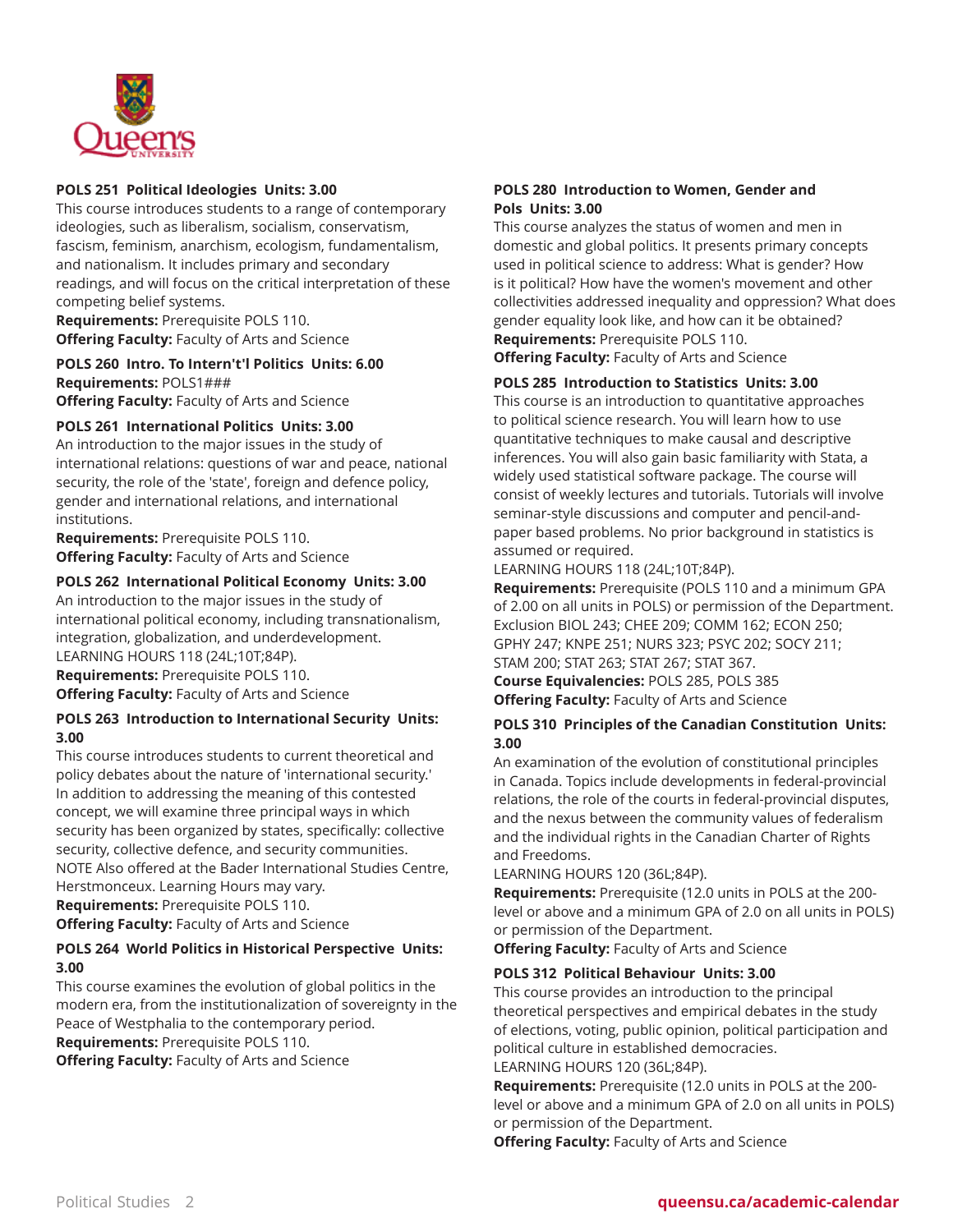### POLS 251 Political Ideologies Units: 3.00

This course introduces students to a range of contemporary ideologies, such as liberalism, socialism, conservatism, fascism, feminism, anarchism, ecologism, fundamentalism, and nationalism. It includes primary and secondary readings, and will focus on the critical interpretation of these competing belief systems.

**Requirements:** Prerequisite POLS 110.
**Offering Faculty:** Faculty of Arts and Science

### POLS 260 Intro. To Intern't'l Politics Units: 6.00

**Requirements:** POLS1###
**Offering Faculty:** Faculty of Arts and Science

### POLS 261 International Politics Units: 3.00

An introduction to the major issues in the study of international relations: questions of war and peace, national security, the role of the 'state', foreign and defence policy, gender and international relations, and international institutions.

**Requirements:** Prerequisite POLS 110.
**Offering Faculty:** Faculty of Arts and Science

### POLS 262 International Political Economy Units: 3.00

An introduction to the major issues in the study of international political economy, including transnationalism, integration, globalization, and underdevelopment.
LEARNING HOURS 118 (24L;10T;84P).

**Requirements:** Prerequisite POLS 110.
**Offering Faculty:** Faculty of Arts and Science

### POLS 263 Introduction to International Security Units: 3.00

This course introduces students to current theoretical and policy debates about the nature of 'international security.' In addition to addressing the meaning of this contested concept, we will examine three principal ways in which security has been organized by states, specifically: collective security, collective defence, and security communities.
NOTE Also offered at the Bader International Studies Centre, Herstmonceux. Learning Hours may vary.

**Requirements:** Prerequisite POLS 110.
**Offering Faculty:** Faculty of Arts and Science

### POLS 264 World Politics in Historical Perspective Units: 3.00

This course examines the evolution of global politics in the modern era, from the institutionalization of sovereignty in the Peace of Westphalia to the contemporary period.

**Requirements:** Prerequisite POLS 110.
**Offering Faculty:** Faculty of Arts and Science

### POLS 280 Introduction to Women, Gender and Pols Units: 3.00

This course analyzes the status of women and men in domestic and global politics. It presents primary concepts used in political science to address: What is gender? How is it political? How have the women's movement and other collectivities addressed inequality and oppression? What does gender equality look like, and how can it be obtained?

**Requirements:** Prerequisite POLS 110.
**Offering Faculty:** Faculty of Arts and Science

### POLS 285 Introduction to Statistics Units: 3.00

This course is an introduction to quantitative approaches to political science research. You will learn how to use quantitative techniques to make causal and descriptive inferences. You will also gain basic familiarity with Stata, a widely used statistical software package. The course will consist of weekly lectures and tutorials. Tutorials will involve seminar-style discussions and computer and pencil-and-paper based problems. No prior background in statistics is assumed or required.
LEARNING HOURS 118 (24L;10T;84P).

**Requirements:** Prerequisite (POLS 110 and a minimum GPA of 2.00 on all units in POLS) or permission of the Department. Exclusion BIOL 243; CHEE 209; COMM 162; ECON 250; GPHY 247; KNPE 251; NURS 323; PSYC 202; SOCY 211; STAM 200; STAT 263; STAT 267; STAT 367.
**Course Equivalencies:** POLS 285, POLS 385
**Offering Faculty:** Faculty of Arts and Science

### POLS 310 Principles of the Canadian Constitution Units: 3.00

An examination of the evolution of constitutional principles in Canada. Topics include developments in federal-provincial relations, the role of the courts in federal-provincial disputes, and the nexus between the community values of federalism and the individual rights in the Canadian Charter of Rights and Freedoms.
LEARNING HOURS 120 (36L;84P).

**Requirements:** Prerequisite (12.0 units in POLS at the 200-level or above and a minimum GPA of 2.0 on all units in POLS) or permission of the Department.
**Offering Faculty:** Faculty of Arts and Science

### POLS 312 Political Behaviour Units: 3.00

This course provides an introduction to the principal theoretical perspectives and empirical debates in the study of elections, voting, public opinion, political participation and political culture in established democracies.
LEARNING HOURS 120 (36L;84P).

**Requirements:** Prerequisite (12.0 units in POLS at the 200-level or above and a minimum GPA of 2.0 on all units in POLS) or permission of the Department.
**Offering Faculty:** Faculty of Arts and Science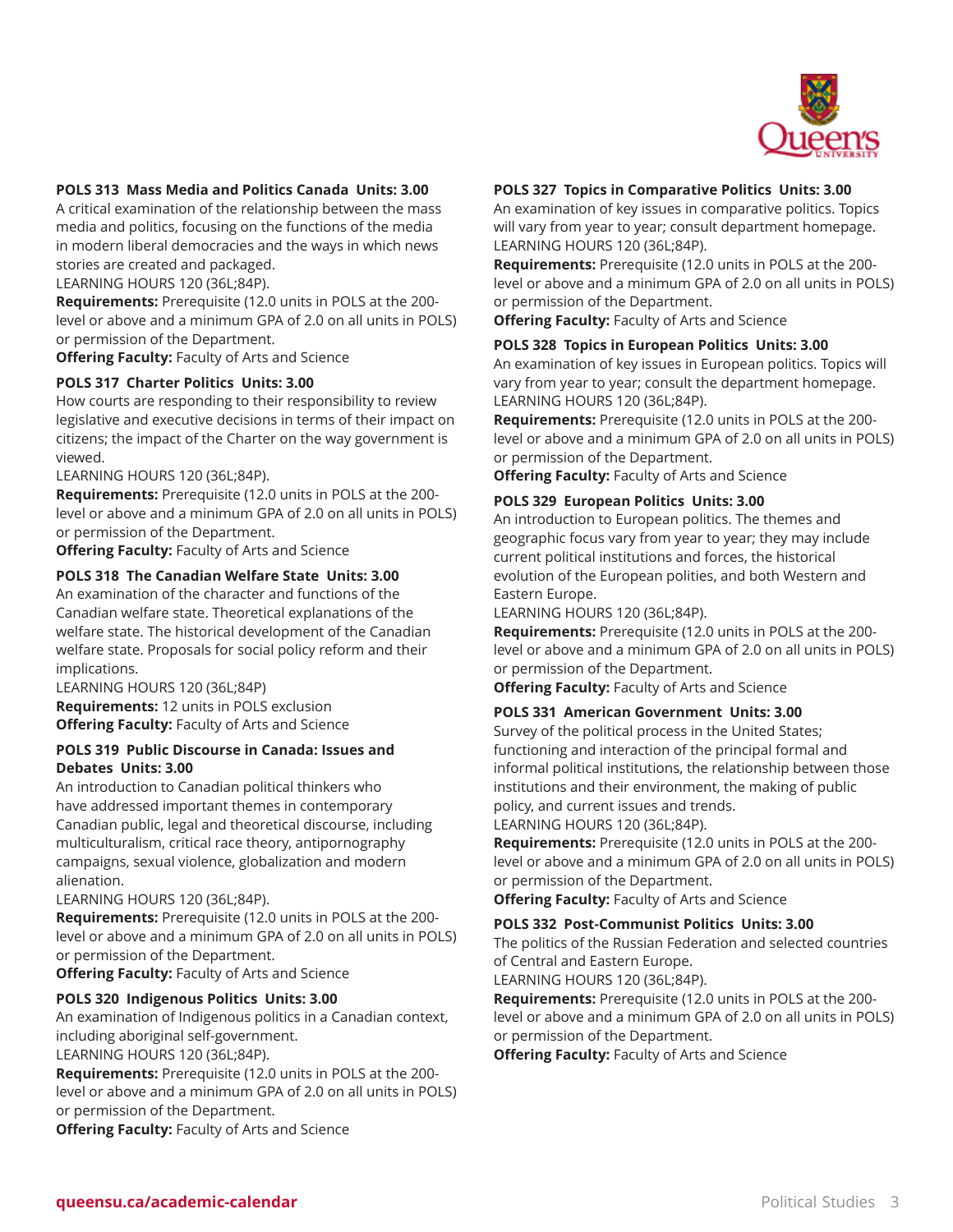### POLS 313 Mass Media and Politics Canada Units: 3.00

A critical examination of the relationship between the mass media and politics, focusing on the functions of the media in modern liberal democracies and the ways in which news stories are created and packaged.

LEARNING HOURS 120 (36L;84P).

**Requirements:** Prerequisite (12.0 units in POLS at the 200-level or above and a minimum GPA of 2.0 on all units in POLS) or permission of the Department.

**Offering Faculty:** Faculty of Arts and Science

### POLS 317 Charter Politics Units: 3.00

How courts are responding to their responsibility to review legislative and executive decisions in terms of their impact on citizens; the impact of the Charter on the way government is viewed.

LEARNING HOURS 120 (36L;84P).

**Requirements:** Prerequisite (12.0 units in POLS at the 200-level or above and a minimum GPA of 2.0 on all units in POLS) or permission of the Department.

**Offering Faculty:** Faculty of Arts and Science

### POLS 318 The Canadian Welfare State Units: 3.00

An examination of the character and functions of the Canadian welfare state. Theoretical explanations of the welfare state. The historical development of the Canadian welfare state. Proposals for social policy reform and their implications.

LEARNING HOURS 120 (36L;84P)

**Requirements:** 12 units in POLS exclusion

**Offering Faculty:** Faculty of Arts and Science

### POLS 319 Public Discourse in Canada: Issues and Debates Units: 3.00

An introduction to Canadian political thinkers who have addressed important themes in contemporary Canadian public, legal and theoretical discourse, including multiculturalism, critical race theory, antipornography campaigns, sexual violence, globalization and modern alienation.

LEARNING HOURS 120 (36L;84P).

**Requirements:** Prerequisite (12.0 units in POLS at the 200-level or above and a minimum GPA of 2.0 on all units in POLS) or permission of the Department.

**Offering Faculty:** Faculty of Arts and Science

### POLS 320 Indigenous Politics Units: 3.00

An examination of Indigenous politics in a Canadian context, including aboriginal self-government.

LEARNING HOURS 120 (36L;84P).

**Requirements:** Prerequisite (12.0 units in POLS at the 200-level or above and a minimum GPA of 2.0 on all units in POLS) or permission of the Department.

**Offering Faculty:** Faculty of Arts and Science

### POLS 327 Topics in Comparative Politics Units: 3.00

An examination of key issues in comparative politics. Topics will vary from year to year; consult department homepage.

LEARNING HOURS 120 (36L;84P).

**Requirements:** Prerequisite (12.0 units in POLS at the 200-level or above and a minimum GPA of 2.0 on all units in POLS) or permission of the Department.

**Offering Faculty:** Faculty of Arts and Science

### POLS 328 Topics in European Politics Units: 3.00

An examination of key issues in European politics. Topics will vary from year to year; consult the department homepage.

LEARNING HOURS 120 (36L;84P).

**Requirements:** Prerequisite (12.0 units in POLS at the 200-level or above and a minimum GPA of 2.0 on all units in POLS) or permission of the Department.

**Offering Faculty:** Faculty of Arts and Science

### POLS 329 European Politics Units: 3.00

An introduction to European politics. The themes and geographic focus vary from year to year; they may include current political institutions and forces, the historical evolution of the European polities, and both Western and Eastern Europe.

LEARNING HOURS 120 (36L;84P).

**Requirements:** Prerequisite (12.0 units in POLS at the 200-level or above and a minimum GPA of 2.0 on all units in POLS) or permission of the Department.

**Offering Faculty:** Faculty of Arts and Science

### POLS 331 American Government Units: 3.00

Survey of the political process in the United States; functioning and interaction of the principal formal and informal political institutions, the relationship between those institutions and their environment, the making of public policy, and current issues and trends.

LEARNING HOURS 120 (36L;84P).

**Requirements:** Prerequisite (12.0 units in POLS at the 200-level or above and a minimum GPA of 2.0 on all units in POLS) or permission of the Department.

**Offering Faculty:** Faculty of Arts and Science

### POLS 332 Post-Communist Politics Units: 3.00

The politics of the Russian Federation and selected countries of Central and Eastern Europe.

LEARNING HOURS 120 (36L;84P).

**Requirements:** Prerequisite (12.0 units in POLS at the 200-level or above and a minimum GPA of 2.0 on all units in POLS) or permission of the Department.

**Offering Faculty:** Faculty of Arts and Science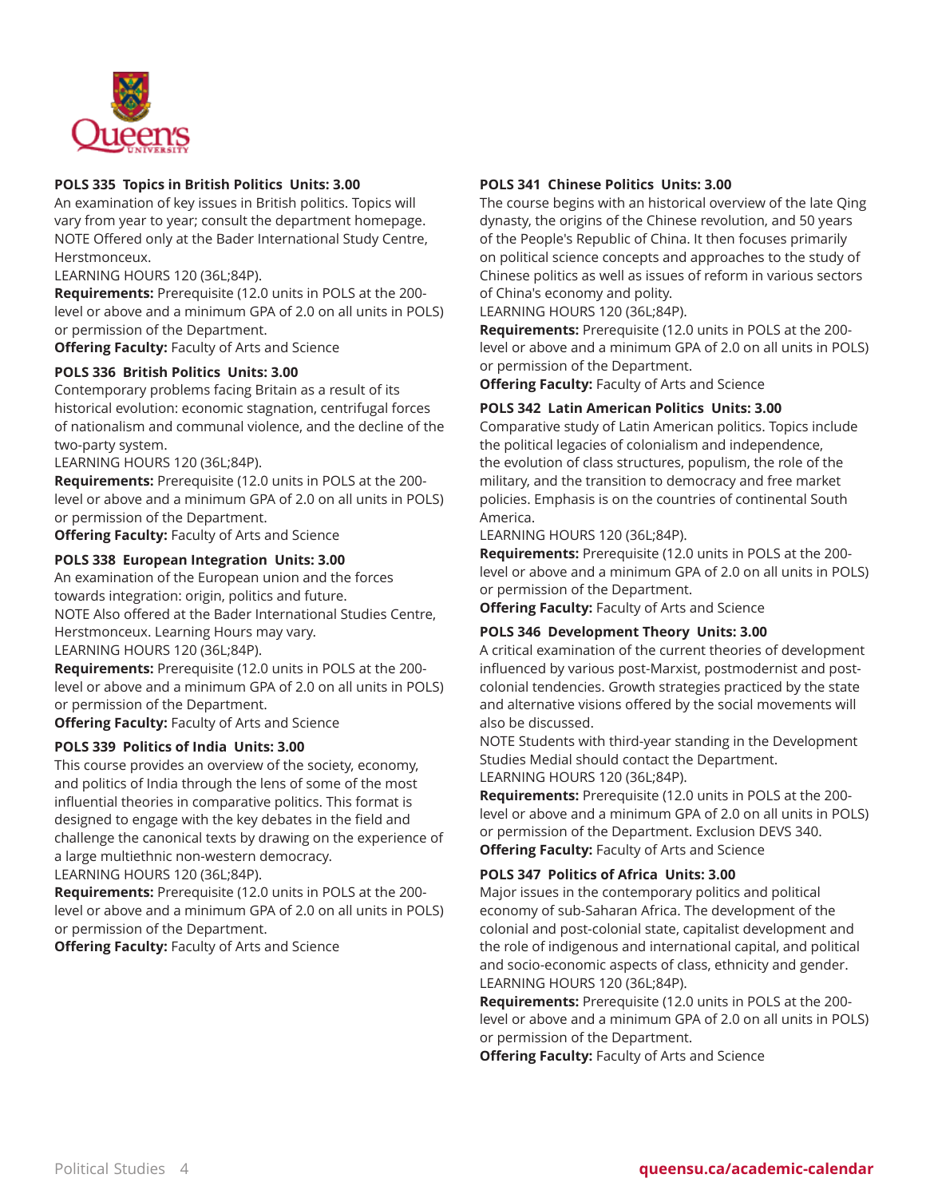### POLS 335 Topics in British Politics Units: 3.00

An examination of key issues in British politics. Topics will vary from year to year; consult the department homepage. NOTE Offered only at the Bader International Study Centre, Herstmonceux.

LEARNING HOURS 120 (36L;84P).

**Requirements:** Prerequisite (12.0 units in POLS at the 200-level or above and a minimum GPA of 2.0 on all units in POLS) or permission of the Department.

**Offering Faculty:** Faculty of Arts and Science

### POLS 336 British Politics Units: 3.00

Contemporary problems facing Britain as a result of its historical evolution: economic stagnation, centrifugal forces of nationalism and communal violence, and the decline of the two-party system.

LEARNING HOURS 120 (36L;84P).

**Requirements:** Prerequisite (12.0 units in POLS at the 200-level or above and a minimum GPA of 2.0 on all units in POLS) or permission of the Department.

**Offering Faculty:** Faculty of Arts and Science

### POLS 338 European Integration Units: 3.00

An examination of the European union and the forces towards integration: origin, politics and future.

NOTE Also offered at the Bader International Studies Centre, Herstmonceux. Learning Hours may vary.

LEARNING HOURS 120 (36L;84P).

**Requirements:** Prerequisite (12.0 units in POLS at the 200-level or above and a minimum GPA of 2.0 on all units in POLS) or permission of the Department.

**Offering Faculty:** Faculty of Arts and Science

### POLS 339 Politics of India Units: 3.00

This course provides an overview of the society, economy, and politics of India through the lens of some of the most influential theories in comparative politics. This format is designed to engage with the key debates in the field and challenge the canonical texts by drawing on the experience of a large multiethnic non-western democracy.

LEARNING HOURS 120 (36L;84P).

**Requirements:** Prerequisite (12.0 units in POLS at the 200-level or above and a minimum GPA of 2.0 on all units in POLS) or permission of the Department.

**Offering Faculty:** Faculty of Arts and Science

### POLS 341 Chinese Politics Units: 3.00

The course begins with an historical overview of the late Qing dynasty, the origins of the Chinese revolution, and 50 years of the People's Republic of China. It then focuses primarily on political science concepts and approaches to the study of Chinese politics as well as issues of reform in various sectors of China's economy and polity.

LEARNING HOURS 120 (36L;84P).

**Requirements:** Prerequisite (12.0 units in POLS at the 200-level or above and a minimum GPA of 2.0 on all units in POLS) or permission of the Department.

**Offering Faculty:** Faculty of Arts and Science

### POLS 342 Latin American Politics Units: 3.00

Comparative study of Latin American politics. Topics include the political legacies of colonialism and independence, the evolution of class structures, populism, the role of the military, and the transition to democracy and free market policies. Emphasis is on the countries of continental South America.

LEARNING HOURS 120 (36L;84P).

**Requirements:** Prerequisite (12.0 units in POLS at the 200-level or above and a minimum GPA of 2.0 on all units in POLS) or permission of the Department.

**Offering Faculty:** Faculty of Arts and Science

### POLS 346 Development Theory Units: 3.00

A critical examination of the current theories of development influenced by various post-Marxist, postmodernist and post-colonial tendencies. Growth strategies practiced by the state and alternative visions offered by the social movements will also be discussed.

NOTE Students with third-year standing in the Development Studies Medial should contact the Department.

LEARNING HOURS 120 (36L;84P).

**Requirements:** Prerequisite (12.0 units in POLS at the 200-level or above and a minimum GPA of 2.0 on all units in POLS) or permission of the Department. Exclusion DEVS 340.

**Offering Faculty:** Faculty of Arts and Science

### POLS 347 Politics of Africa Units: 3.00

Major issues in the contemporary politics and political economy of sub-Saharan Africa. The development of the colonial and post-colonial state, capitalist development and the role of indigenous and international capital, and political and socio-economic aspects of class, ethnicity and gender.

LEARNING HOURS 120 (36L;84P).

**Requirements:** Prerequisite (12.0 units in POLS at the 200-level or above and a minimum GPA of 2.0 on all units in POLS) or permission of the Department.

**Offering Faculty:** Faculty of Arts and Science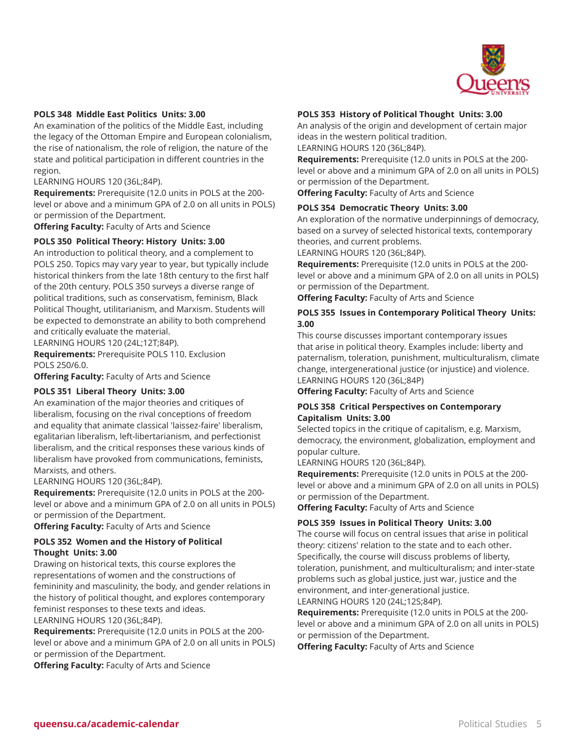**POLS 348 Middle East Politics Units: 3.00**
An examination of the politics of the Middle East, including the legacy of the Ottoman Empire and European colonialism, the rise of nationalism, the role of religion, the nature of the state and political participation in different countries in the region.
LEARNING HOURS 120 (36L;84P).
**Requirements:** Prerequisite (12.0 units in POLS at the 200-level or above and a minimum GPA of 2.0 on all units in POLS) or permission of the Department.
**Offering Faculty:** Faculty of Arts and Science

**POLS 350 Political Theory: History Units: 3.00**
An introduction to political theory, and a complement to POLS 250. Topics may vary year to year, but typically include historical thinkers from the late 18th century to the first half of the 20th century. POLS 350 surveys a diverse range of political traditions, such as conservatism, feminism, Black Political Thought, utilitarianism, and Marxism. Students will be expected to demonstrate an ability to both comprehend and critically evaluate the material.
LEARNING HOURS 120 (24L;12T;84P).
**Requirements:** Prerequisite POLS 110. Exclusion POLS 250/6.0.
**Offering Faculty:** Faculty of Arts and Science

**POLS 351 Liberal Theory Units: 3.00**
An examination of the major theories and critiques of liberalism, focusing on the rival conceptions of freedom and equality that animate classical 'laissez-faire' liberalism, egalitarian liberalism, left-libertarianism, and perfectionist liberalism, and the critical responses these various kinds of liberalism have provoked from communications, feminists, Marxists, and others.
LEARNING HOURS 120 (36L;84P).
**Requirements:** Prerequisite (12.0 units in POLS at the 200-level or above and a minimum GPA of 2.0 on all units in POLS) or permission of the Department.
**Offering Faculty:** Faculty of Arts and Science

**POLS 352 Women and the History of Political Thought Units: 3.00**
Drawing on historical texts, this course explores the representations of women and the constructions of femininity and masculinity, the body, and gender relations in the history of political thought, and explores contemporary feminist responses to these texts and ideas.
LEARNING HOURS 120 (36L;84P).
**Requirements:** Prerequisite (12.0 units in POLS at the 200-level or above and a minimum GPA of 2.0 on all units in POLS) or permission of the Department.
**Offering Faculty:** Faculty of Arts and Science

**POLS 353 History of Political Thought Units: 3.00**
An analysis of the origin and development of certain major ideas in the western political tradition.
LEARNING HOURS 120 (36L;84P).
**Requirements:** Prerequisite (12.0 units in POLS at the 200-level or above and a minimum GPA of 2.0 on all units in POLS) or permission of the Department.
**Offering Faculty:** Faculty of Arts and Science

**POLS 354 Democratic Theory Units: 3.00**
An exploration of the normative underpinnings of democracy, based on a survey of selected historical texts, contemporary theories, and current problems.
LEARNING HOURS 120 (36L;84P).
**Requirements:** Prerequisite (12.0 units in POLS at the 200-level or above and a minimum GPA of 2.0 on all units in POLS) or permission of the Department.
**Offering Faculty:** Faculty of Arts and Science

**POLS 355 Issues in Contemporary Political Theory Units: 3.00**
This course discusses important contemporary issues that arise in political theory. Examples include: liberty and paternalism, toleration, punishment, multiculturalism, climate change, intergenerational justice (or injustice) and violence.
LEARNING HOURS 120 (36L;84P)
**Offering Faculty:** Faculty of Arts and Science

**POLS 358 Critical Perspectives on Contemporary Capitalism Units: 3.00**
Selected topics in the critique of capitalism, e.g. Marxism, democracy, the environment, globalization, employment and popular culture.
LEARNING HOURS 120 (36L;84P).
**Requirements:** Prerequisite (12.0 units in POLS at the 200-level or above and a minimum GPA of 2.0 on all units in POLS) or permission of the Department.
**Offering Faculty:** Faculty of Arts and Science

**POLS 359 Issues in Political Theory Units: 3.00**
The course will focus on central issues that arise in political theory: citizens' relation to the state and to each other. Specifically, the course will discuss problems of liberty, toleration, punishment, and multiculturalism; and inter-state problems such as global justice, just war, justice and the environment, and inter-generational justice.
LEARNING HOURS 120 (24L;12S;84P).
**Requirements:** Prerequisite (12.0 units in POLS at the 200-level or above and a minimum GPA of 2.0 on all units in POLS) or permission of the Department.
**Offering Faculty:** Faculty of Arts and Science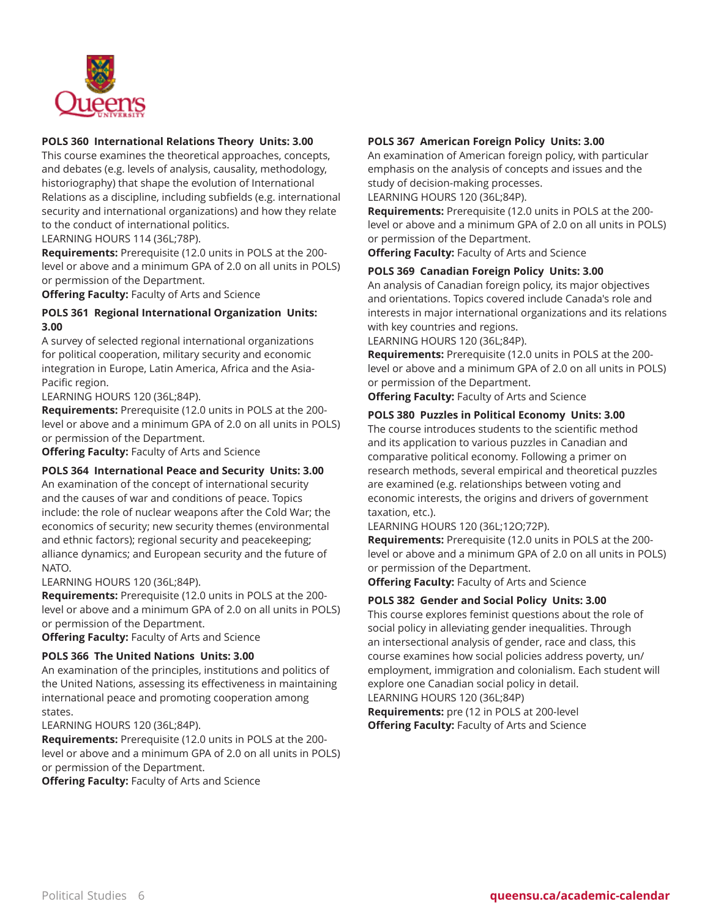### POLS 360 International Relations Theory Units: 3.00

This course examines the theoretical approaches, concepts, and debates (e.g. levels of analysis, causality, methodology, historiography) that shape the evolution of International Relations as a discipline, including subfields (e.g. international security and international organizations) and how they relate to the conduct of international politics.
LEARNING HOURS 114 (36L;78P).
**Requirements:** Prerequisite (12.0 units in POLS at the 200-level or above and a minimum GPA of 2.0 on all units in POLS) or permission of the Department.
**Offering Faculty:** Faculty of Arts and Science

### POLS 361 Regional International Organization Units: 3.00

A survey of selected regional international organizations for political cooperation, military security and economic integration in Europe, Latin America, Africa and the Asia-Pacific region.
LEARNING HOURS 120 (36L;84P).
**Requirements:** Prerequisite (12.0 units in POLS at the 200-level or above and a minimum GPA of 2.0 on all units in POLS) or permission of the Department.
**Offering Faculty:** Faculty of Arts and Science

### POLS 364 International Peace and Security Units: 3.00

An examination of the concept of international security and the causes of war and conditions of peace. Topics include: the role of nuclear weapons after the Cold War; the economics of security; new security themes (environmental and ethnic factors); regional security and peacekeeping; alliance dynamics; and European security and the future of NATO.
LEARNING HOURS 120 (36L;84P).
**Requirements:** Prerequisite (12.0 units in POLS at the 200-level or above and a minimum GPA of 2.0 on all units in POLS) or permission of the Department.
**Offering Faculty:** Faculty of Arts and Science

### POLS 366 The United Nations Units: 3.00

An examination of the principles, institutions and politics of the United Nations, assessing its effectiveness in maintaining international peace and promoting cooperation among states.
LEARNING HOURS 120 (36L;84P).
**Requirements:** Prerequisite (12.0 units in POLS at the 200-level or above and a minimum GPA of 2.0 on all units in POLS) or permission of the Department.
**Offering Faculty:** Faculty of Arts and Science

### POLS 367 American Foreign Policy Units: 3.00

An examination of American foreign policy, with particular emphasis on the analysis of concepts and issues and the study of decision-making processes.
LEARNING HOURS 120 (36L;84P).
**Requirements:** Prerequisite (12.0 units in POLS at the 200-level or above and a minimum GPA of 2.0 on all units in POLS) or permission of the Department.
**Offering Faculty:** Faculty of Arts and Science

### POLS 369 Canadian Foreign Policy Units: 3.00

An analysis of Canadian foreign policy, its major objectives and orientations. Topics covered include Canada's role and interests in major international organizations and its relations with key countries and regions.
LEARNING HOURS 120 (36L;84P).
**Requirements:** Prerequisite (12.0 units in POLS at the 200-level or above and a minimum GPA of 2.0 on all units in POLS) or permission of the Department.
**Offering Faculty:** Faculty of Arts and Science

### POLS 380 Puzzles in Political Economy Units: 3.00

The course introduces students to the scientific method and its application to various puzzles in Canadian and comparative political economy. Following a primer on research methods, several empirical and theoretical puzzles are examined (e.g. relationships between voting and economic interests, the origins and drivers of government taxation, etc.).
LEARNING HOURS 120 (36L;12O;72P).
**Requirements:** Prerequisite (12.0 units in POLS at the 200-level or above and a minimum GPA of 2.0 on all units in POLS) or permission of the Department.
**Offering Faculty:** Faculty of Arts and Science

### POLS 382 Gender and Social Policy Units: 3.00

This course explores feminist questions about the role of social policy in alleviating gender inequalities. Through an intersectional analysis of gender, race and class, this course examines how social policies address poverty, un/employment, immigration and colonialism. Each student will explore one Canadian social policy in detail.
LEARNING HOURS 120 (36L;84P)
**Requirements:** pre (12 in POLS at 200-level
**Offering Faculty:** Faculty of Arts and Science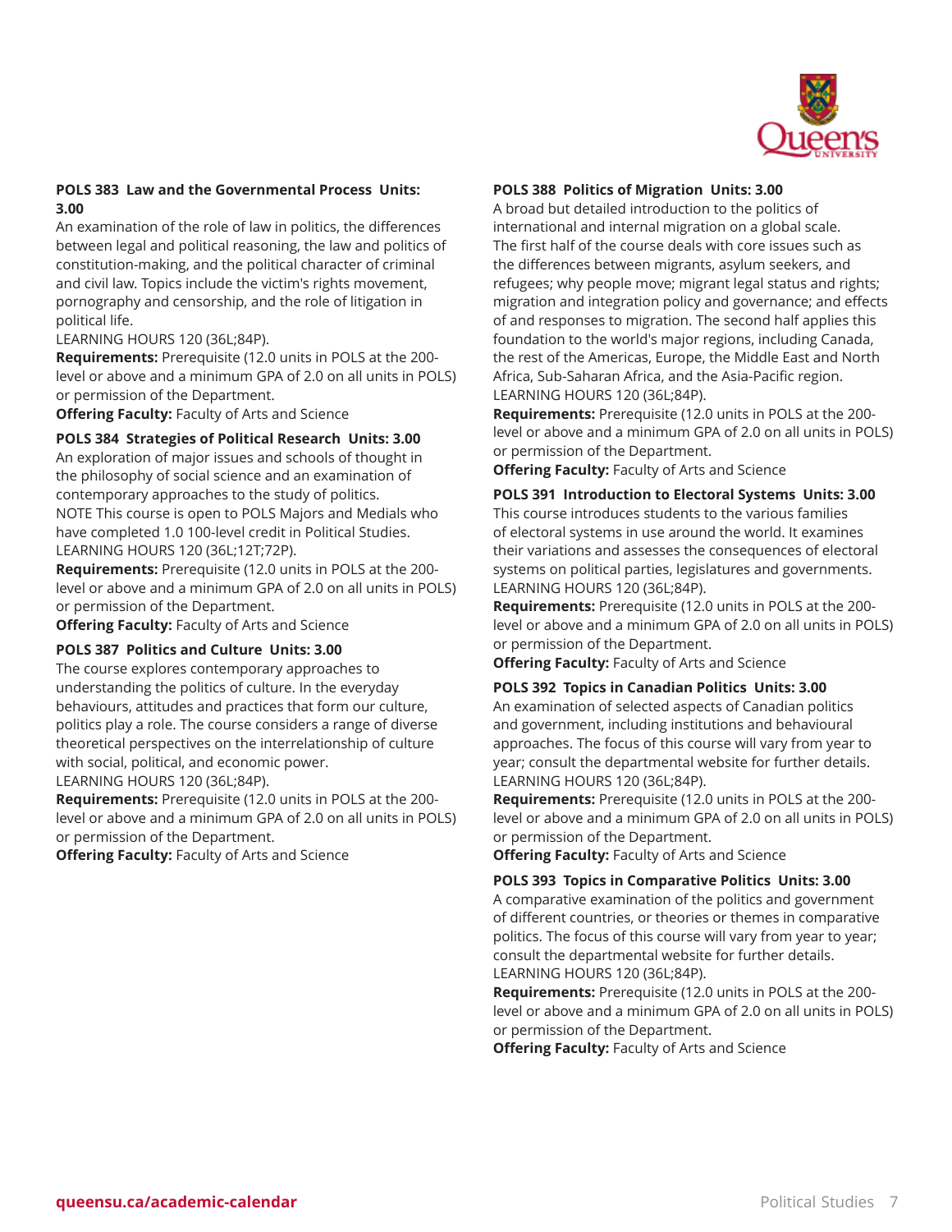**POLS 383 Law and the Governmental Process Units: 3.00**
An examination of the role of law in politics, the differences between legal and political reasoning, the law and politics of constitution-making, and the political character of criminal and civil law. Topics include the victim's rights movement, pornography and censorship, and the role of litigation in political life.
LEARNING HOURS 120 (36L;84P).
**Requirements:** Prerequisite (12.0 units in POLS at the 200-level or above and a minimum GPA of 2.0 on all units in POLS) or permission of the Department.
**Offering Faculty:** Faculty of Arts and Science

**POLS 384 Strategies of Political Research Units: 3.00**
An exploration of major issues and schools of thought in the philosophy of social science and an examination of contemporary approaches to the study of politics.
NOTE This course is open to POLS Majors and Medials who have completed 1.0 100-level credit in Political Studies.
LEARNING HOURS 120 (36L;12T;72P).
**Requirements:** Prerequisite (12.0 units in POLS at the 200-level or above and a minimum GPA of 2.0 on all units in POLS) or permission of the Department.
**Offering Faculty:** Faculty of Arts and Science

**POLS 387 Politics and Culture Units: 3.00**
The course explores contemporary approaches to understanding the politics of culture. In the everyday behaviours, attitudes and practices that form our culture, politics play a role. The course considers a range of diverse theoretical perspectives on the interrelationship of culture with social, political, and economic power.
LEARNING HOURS 120 (36L;84P).
**Requirements:** Prerequisite (12.0 units in POLS at the 200-level or above and a minimum GPA of 2.0 on all units in POLS) or permission of the Department.
**Offering Faculty:** Faculty of Arts and Science

**POLS 388 Politics of Migration Units: 3.00**
A broad but detailed introduction to the politics of international and internal migration on a global scale. The first half of the course deals with core issues such as the differences between migrants, asylum seekers, and refugees; why people move; migrant legal status and rights; migration and integration policy and governance; and effects of and responses to migration. The second half applies this foundation to the world's major regions, including Canada, the rest of the Americas, Europe, the Middle East and North Africa, Sub-Saharan Africa, and the Asia-Pacific region.
LEARNING HOURS 120 (36L;84P).
**Requirements:** Prerequisite (12.0 units in POLS at the 200-level or above and a minimum GPA of 2.0 on all units in POLS) or permission of the Department.
**Offering Faculty:** Faculty of Arts and Science

**POLS 391 Introduction to Electoral Systems Units: 3.00**
This course introduces students to the various families of electoral systems in use around the world. It examines their variations and assesses the consequences of electoral systems on political parties, legislatures and governments.
LEARNING HOURS 120 (36L;84P).
**Requirements:** Prerequisite (12.0 units in POLS at the 200-level or above and a minimum GPA of 2.0 on all units in POLS) or permission of the Department.
**Offering Faculty:** Faculty of Arts and Science

**POLS 392 Topics in Canadian Politics Units: 3.00**
An examination of selected aspects of Canadian politics and government, including institutions and behavioural approaches. The focus of this course will vary from year to year; consult the departmental website for further details.
LEARNING HOURS 120 (36L;84P).
**Requirements:** Prerequisite (12.0 units in POLS at the 200-level or above and a minimum GPA of 2.0 on all units in POLS) or permission of the Department.
**Offering Faculty:** Faculty of Arts and Science

**POLS 393 Topics in Comparative Politics Units: 3.00**
A comparative examination of the politics and government of different countries, or theories or themes in comparative politics. The focus of this course will vary from year to year; consult the departmental website for further details.
LEARNING HOURS 120 (36L;84P).
**Requirements:** Prerequisite (12.0 units in POLS at the 200-level or above and a minimum GPA of 2.0 on all units in POLS) or permission of the Department.
**Offering Faculty:** Faculty of Arts and Science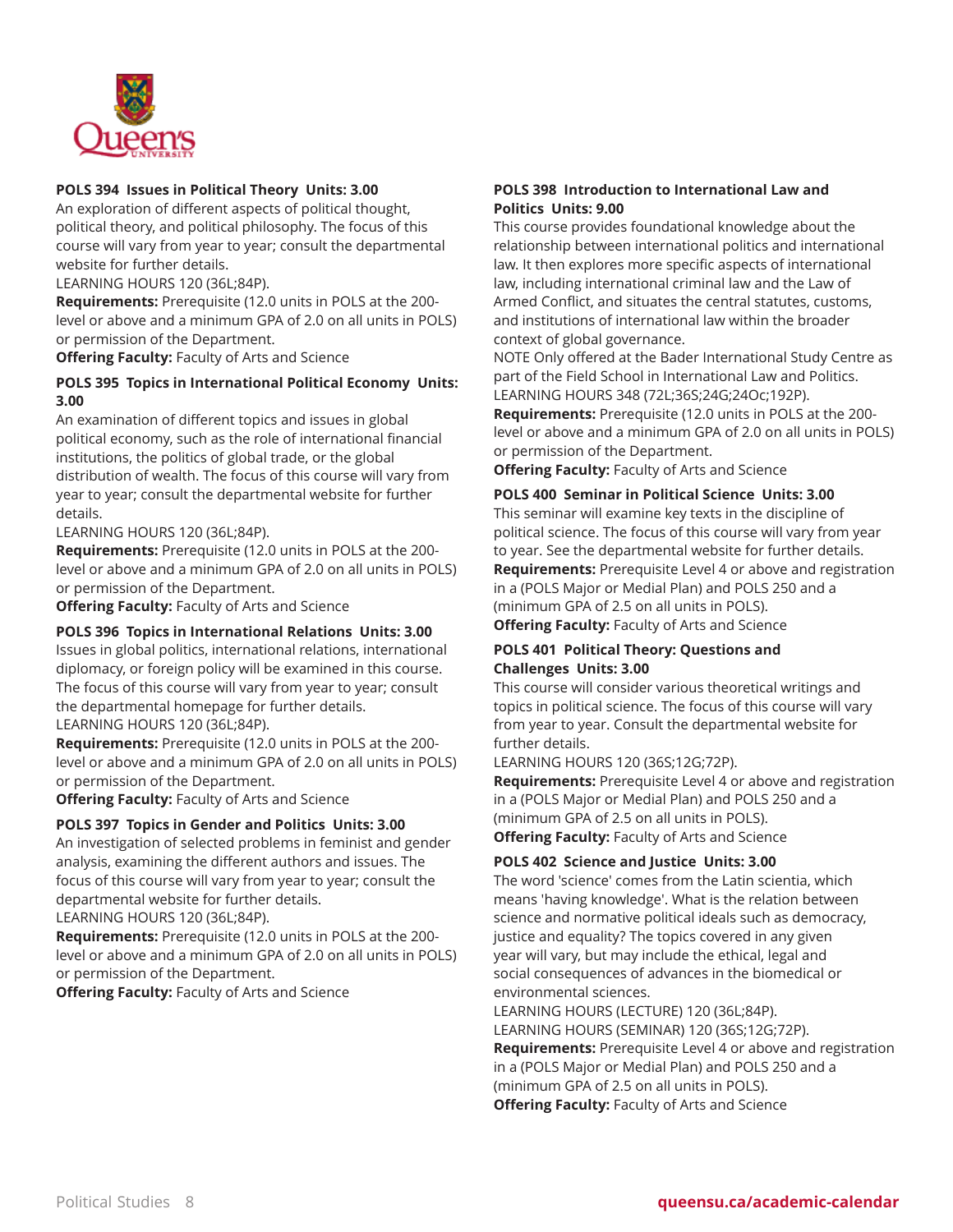**POLS 394 Issues in Political Theory Units: 3.00**
An exploration of different aspects of political thought, political theory, and political philosophy. The focus of this course will vary from year to year; consult the departmental website for further details.
LEARNING HOURS 120 (36L;84P).
**Requirements:** Prerequisite (12.0 units in POLS at the 200-level or above and a minimum GPA of 2.0 on all units in POLS) or permission of the Department.
**Offering Faculty:** Faculty of Arts and Science

**POLS 395 Topics in International Political Economy Units: 3.00**
An examination of different topics and issues in global political economy, such as the role of international financial institutions, the politics of global trade, or the global distribution of wealth. The focus of this course will vary from year to year; consult the departmental website for further details.
LEARNING HOURS 120 (36L;84P).
**Requirements:** Prerequisite (12.0 units in POLS at the 200-level or above and a minimum GPA of 2.0 on all units in POLS) or permission of the Department.
**Offering Faculty:** Faculty of Arts and Science

**POLS 396 Topics in International Relations Units: 3.00**
Issues in global politics, international relations, international diplomacy, or foreign policy will be examined in this course. The focus of this course will vary from year to year; consult the departmental homepage for further details.
LEARNING HOURS 120 (36L;84P).
**Requirements:** Prerequisite (12.0 units in POLS at the 200-level or above and a minimum GPA of 2.0 on all units in POLS) or permission of the Department.
**Offering Faculty:** Faculty of Arts and Science

**POLS 397 Topics in Gender and Politics Units: 3.00**
An investigation of selected problems in feminist and gender analysis, examining the different authors and issues. The focus of this course will vary from year to year; consult the departmental website for further details.
LEARNING HOURS 120 (36L;84P).
**Requirements:** Prerequisite (12.0 units in POLS at the 200-level or above and a minimum GPA of 2.0 on all units in POLS) or permission of the Department.
**Offering Faculty:** Faculty of Arts and Science

**POLS 398 Introduction to International Law and Politics Units: 9.00**
This course provides foundational knowledge about the relationship between international politics and international law. It then explores more specific aspects of international law, including international criminal law and the Law of Armed Conflict, and situates the central statutes, customs, and institutions of international law within the broader context of global governance.
NOTE Only offered at the Bader International Study Centre as part of the Field School in International Law and Politics.
LEARNING HOURS 348 (72L;36S;24G;24Oc;192P).
**Requirements:** Prerequisite (12.0 units in POLS at the 200-level or above and a minimum GPA of 2.0 on all units in POLS) or permission of the Department.
**Offering Faculty:** Faculty of Arts and Science

**POLS 400 Seminar in Political Science Units: 3.00**
This seminar will examine key texts in the discipline of political science. The focus of this course will vary from year to year. See the departmental website for further details.
**Requirements:** Prerequisite Level 4 or above and registration in a (POLS Major or Medial Plan) and POLS 250 and a (minimum GPA of 2.5 on all units in POLS).
**Offering Faculty:** Faculty of Arts and Science

**POLS 401 Political Theory: Questions and Challenges Units: 3.00**
This course will consider various theoretical writings and topics in political science. The focus of this course will vary from year to year. Consult the departmental website for further details.
LEARNING HOURS 120 (36S;12G;72P).
**Requirements:** Prerequisite Level 4 or above and registration in a (POLS Major or Medial Plan) and POLS 250 and a (minimum GPA of 2.5 on all units in POLS).
**Offering Faculty:** Faculty of Arts and Science

**POLS 402 Science and Justice Units: 3.00**
The word 'science' comes from the Latin scientia, which means 'having knowledge'. What is the relation between science and normative political ideals such as democracy, justice and equality? The topics covered in any given year will vary, but may include the ethical, legal and social consequences of advances in the biomedical or environmental sciences.
LEARNING HOURS (LECTURE) 120 (36L;84P).
LEARNING HOURS (SEMINAR) 120 (36S;12G;72P).
**Requirements:** Prerequisite Level 4 or above and registration in a (POLS Major or Medial Plan) and POLS 250 and a (minimum GPA of 2.5 on all units in POLS).
**Offering Faculty:** Faculty of Arts and Science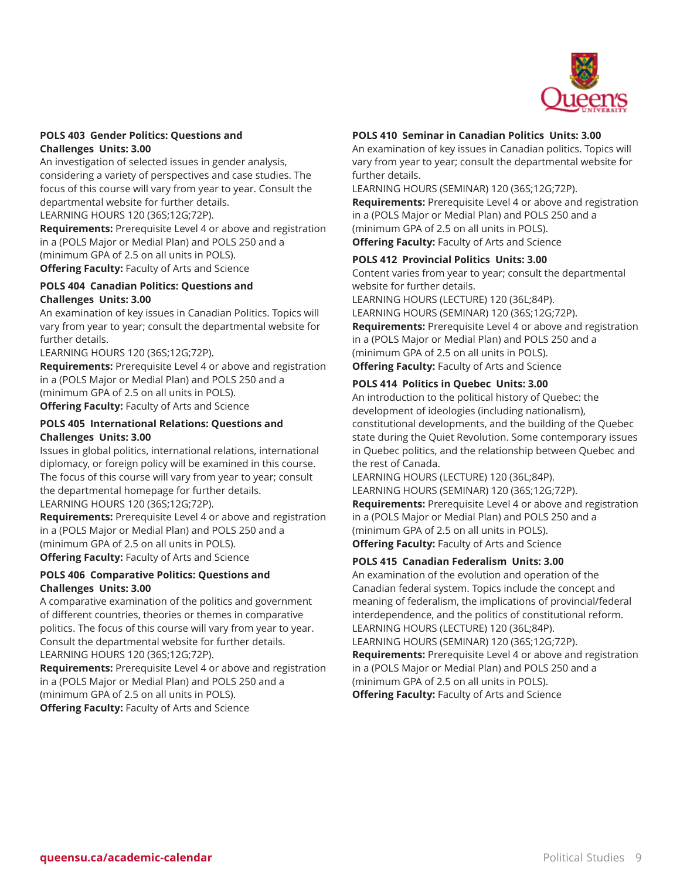### POLS 403 Gender Politics: Questions and Challenges Units: 3.00

An investigation of selected issues in gender analysis, considering a variety of perspectives and case studies. The focus of this course will vary from year to year. Consult the departmental website for further details.
LEARNING HOURS 120 (36S;12G;72P).
**Requirements:** Prerequisite Level 4 or above and registration in a (POLS Major or Medial Plan) and POLS 250 and a (minimum GPA of 2.5 on all units in POLS).
**Offering Faculty:** Faculty of Arts and Science

### POLS 404 Canadian Politics: Questions and Challenges Units: 3.00

An examination of key issues in Canadian Politics. Topics will vary from year to year; consult the departmental website for further details.
LEARNING HOURS 120 (36S;12G;72P).
**Requirements:** Prerequisite Level 4 or above and registration in a (POLS Major or Medial Plan) and POLS 250 and a (minimum GPA of 2.5 on all units in POLS).
**Offering Faculty:** Faculty of Arts and Science

### POLS 405 International Relations: Questions and Challenges Units: 3.00

Issues in global politics, international relations, international diplomacy, or foreign policy will be examined in this course. The focus of this course will vary from year to year; consult the departmental homepage for further details.
LEARNING HOURS 120 (36S;12G;72P).
**Requirements:** Prerequisite Level 4 or above and registration in a (POLS Major or Medial Plan) and POLS 250 and a (minimum GPA of 2.5 on all units in POLS).
**Offering Faculty:** Faculty of Arts and Science

### POLS 406 Comparative Politics: Questions and Challenges Units: 3.00

A comparative examination of the politics and government of different countries, theories or themes in comparative politics. The focus of this course will vary from year to year. Consult the departmental website for further details.
LEARNING HOURS 120 (36S;12G;72P).
**Requirements:** Prerequisite Level 4 or above and registration in a (POLS Major or Medial Plan) and POLS 250 and a (minimum GPA of 2.5 on all units in POLS).
**Offering Faculty:** Faculty of Arts and Science

### POLS 410 Seminar in Canadian Politics Units: 3.00

An examination of key issues in Canadian politics. Topics will vary from year to year; consult the departmental website for further details.
LEARNING HOURS (SEMINAR) 120 (36S;12G;72P).
**Requirements:** Prerequisite Level 4 or above and registration in a (POLS Major or Medial Plan) and POLS 250 and a (minimum GPA of 2.5 on all units in POLS).
**Offering Faculty:** Faculty of Arts and Science

### POLS 412 Provincial Politics Units: 3.00

Content varies from year to year; consult the departmental website for further details.
LEARNING HOURS (LECTURE) 120 (36L;84P).
LEARNING HOURS (SEMINAR) 120 (36S;12G;72P).
**Requirements:** Prerequisite Level 4 or above and registration in a (POLS Major or Medial Plan) and POLS 250 and a (minimum GPA of 2.5 on all units in POLS).
**Offering Faculty:** Faculty of Arts and Science

### POLS 414 Politics in Quebec Units: 3.00

An introduction to the political history of Quebec: the development of ideologies (including nationalism), constitutional developments, and the building of the Quebec state during the Quiet Revolution. Some contemporary issues in Quebec politics, and the relationship between Quebec and the rest of Canada.
LEARNING HOURS (LECTURE) 120 (36L;84P).
LEARNING HOURS (SEMINAR) 120 (36S;12G;72P).
**Requirements:** Prerequisite Level 4 or above and registration in a (POLS Major or Medial Plan) and POLS 250 and a (minimum GPA of 2.5 on all units in POLS).
**Offering Faculty:** Faculty of Arts and Science

### POLS 415 Canadian Federalism Units: 3.00

An examination of the evolution and operation of the Canadian federal system. Topics include the concept and meaning of federalism, the implications of provincial/federal interdependence, and the politics of constitutional reform.
LEARNING HOURS (LECTURE) 120 (36L;84P).
LEARNING HOURS (SEMINAR) 120 (36S;12G;72P).
**Requirements:** Prerequisite Level 4 or above and registration in a (POLS Major or Medial Plan) and POLS 250 and a (minimum GPA of 2.5 on all units in POLS).
**Offering Faculty:** Faculty of Arts and Science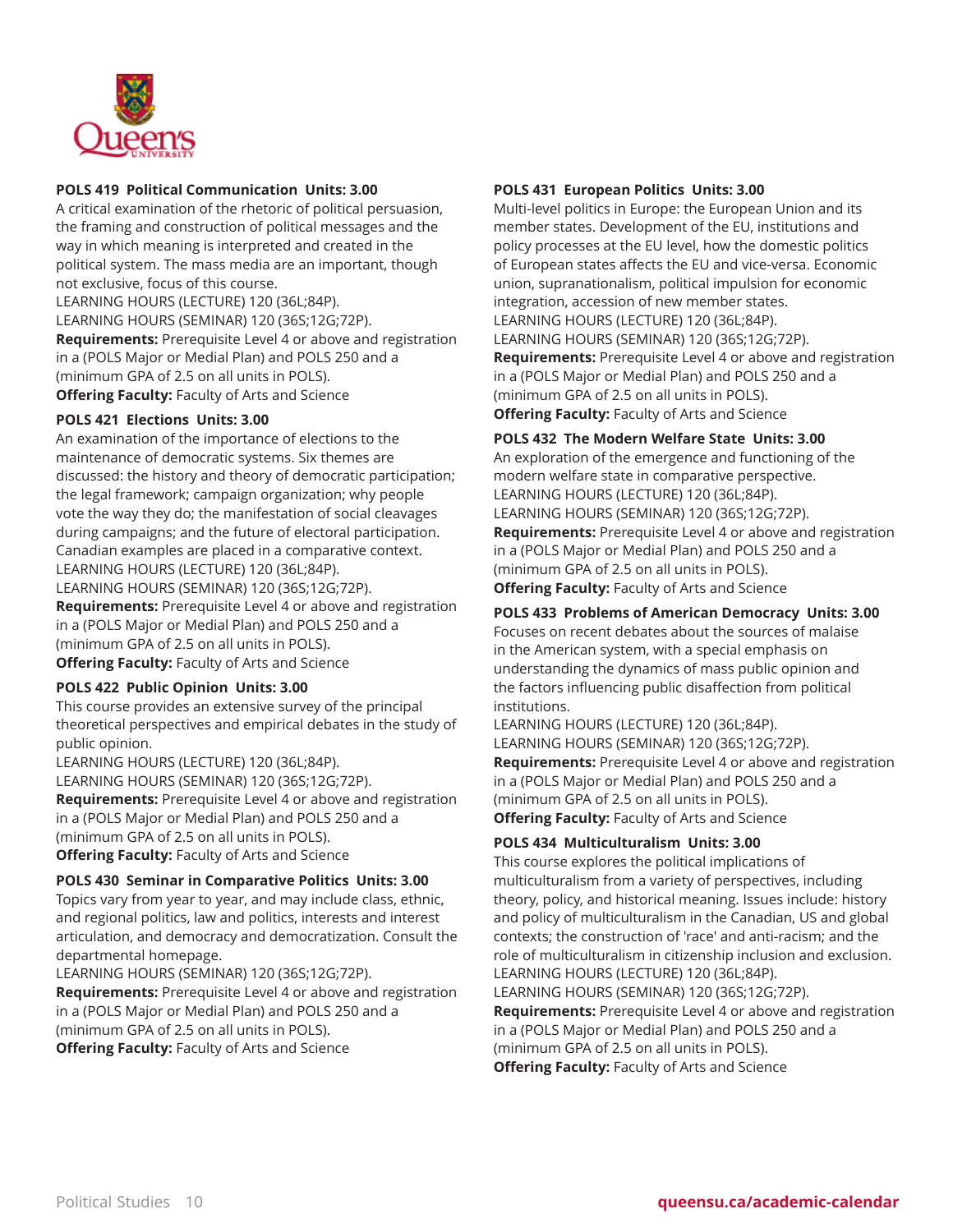**POLS 419 Political Communication Units: 3.00**
A critical examination of the rhetoric of political persuasion, the framing and construction of political messages and the way in which meaning is interpreted and created in the political system. The mass media are an important, though not exclusive, focus of this course.
LEARNING HOURS (LECTURE) 120 (36L;84P).
LEARNING HOURS (SEMINAR) 120 (36S;12G;72P).
**Requirements:** Prerequisite Level 4 or above and registration in a (POLS Major or Medial Plan) and POLS 250 and a (minimum GPA of 2.5 on all units in POLS).
**Offering Faculty:** Faculty of Arts and Science

**POLS 421 Elections Units: 3.00**
An examination of the importance of elections to the maintenance of democratic systems. Six themes are discussed: the history and theory of democratic participation; the legal framework; campaign organization; why people vote the way they do; the manifestation of social cleavages during campaigns; and the future of electoral participation. Canadian examples are placed in a comparative context.
LEARNING HOURS (LECTURE) 120 (36L;84P).
LEARNING HOURS (SEMINAR) 120 (36S;12G;72P).
**Requirements:** Prerequisite Level 4 or above and registration in a (POLS Major or Medial Plan) and POLS 250 and a (minimum GPA of 2.5 on all units in POLS).
**Offering Faculty:** Faculty of Arts and Science

**POLS 422 Public Opinion Units: 3.00**
This course provides an extensive survey of the principal theoretical perspectives and empirical debates in the study of public opinion.
LEARNING HOURS (LECTURE) 120 (36L;84P).
LEARNING HOURS (SEMINAR) 120 (36S;12G;72P).
**Requirements:** Prerequisite Level 4 or above and registration in a (POLS Major or Medial Plan) and POLS 250 and a (minimum GPA of 2.5 on all units in POLS).
**Offering Faculty:** Faculty of Arts and Science

**POLS 430 Seminar in Comparative Politics Units: 3.00**
Topics vary from year to year, and may include class, ethnic, and regional politics, law and politics, interests and interest articulation, and democracy and democratization. Consult the departmental homepage.
LEARNING HOURS (SEMINAR) 120 (36S;12G;72P).
**Requirements:** Prerequisite Level 4 or above and registration in a (POLS Major or Medial Plan) and POLS 250 and a (minimum GPA of 2.5 on all units in POLS).
**Offering Faculty:** Faculty of Arts and Science

**POLS 431 European Politics Units: 3.00**
Multi-level politics in Europe: the European Union and its member states. Development of the EU, institutions and policy processes at the EU level, how the domestic politics of European states affects the EU and vice-versa. Economic union, supranationalism, political impulsion for economic integration, accession of new member states.
LEARNING HOURS (LECTURE) 120 (36L;84P).
LEARNING HOURS (SEMINAR) 120 (36S;12G;72P).
**Requirements:** Prerequisite Level 4 or above and registration in a (POLS Major or Medial Plan) and POLS 250 and a (minimum GPA of 2.5 on all units in POLS).
**Offering Faculty:** Faculty of Arts and Science

**POLS 432 The Modern Welfare State Units: 3.00**
An exploration of the emergence and functioning of the modern welfare state in comparative perspective.
LEARNING HOURS (LECTURE) 120 (36L;84P).
LEARNING HOURS (SEMINAR) 120 (36S;12G;72P).
**Requirements:** Prerequisite Level 4 or above and registration in a (POLS Major or Medial Plan) and POLS 250 and a (minimum GPA of 2.5 on all units in POLS).
**Offering Faculty:** Faculty of Arts and Science

**POLS 433 Problems of American Democracy Units: 3.00**
Focuses on recent debates about the sources of malaise in the American system, with a special emphasis on understanding the dynamics of mass public opinion and the factors influencing public disaffection from political institutions.
LEARNING HOURS (LECTURE) 120 (36L;84P).
LEARNING HOURS (SEMINAR) 120 (36S;12G;72P).
**Requirements:** Prerequisite Level 4 or above and registration in a (POLS Major or Medial Plan) and POLS 250 and a (minimum GPA of 2.5 on all units in POLS).
**Offering Faculty:** Faculty of Arts and Science

**POLS 434 Multiculturalism Units: 3.00**
This course explores the political implications of multiculturalism from a variety of perspectives, including theory, policy, and historical meaning. Issues include: history and policy of multiculturalism in the Canadian, US and global contexts; the construction of 'race' and anti-racism; and the role of multiculturalism in citizenship inclusion and exclusion.
LEARNING HOURS (LECTURE) 120 (36L;84P).
LEARNING HOURS (SEMINAR) 120 (36S;12G;72P).
**Requirements:** Prerequisite Level 4 or above and registration in a (POLS Major or Medial Plan) and POLS 250 and a (minimum GPA of 2.5 on all units in POLS).
**Offering Faculty:** Faculty of Arts and Science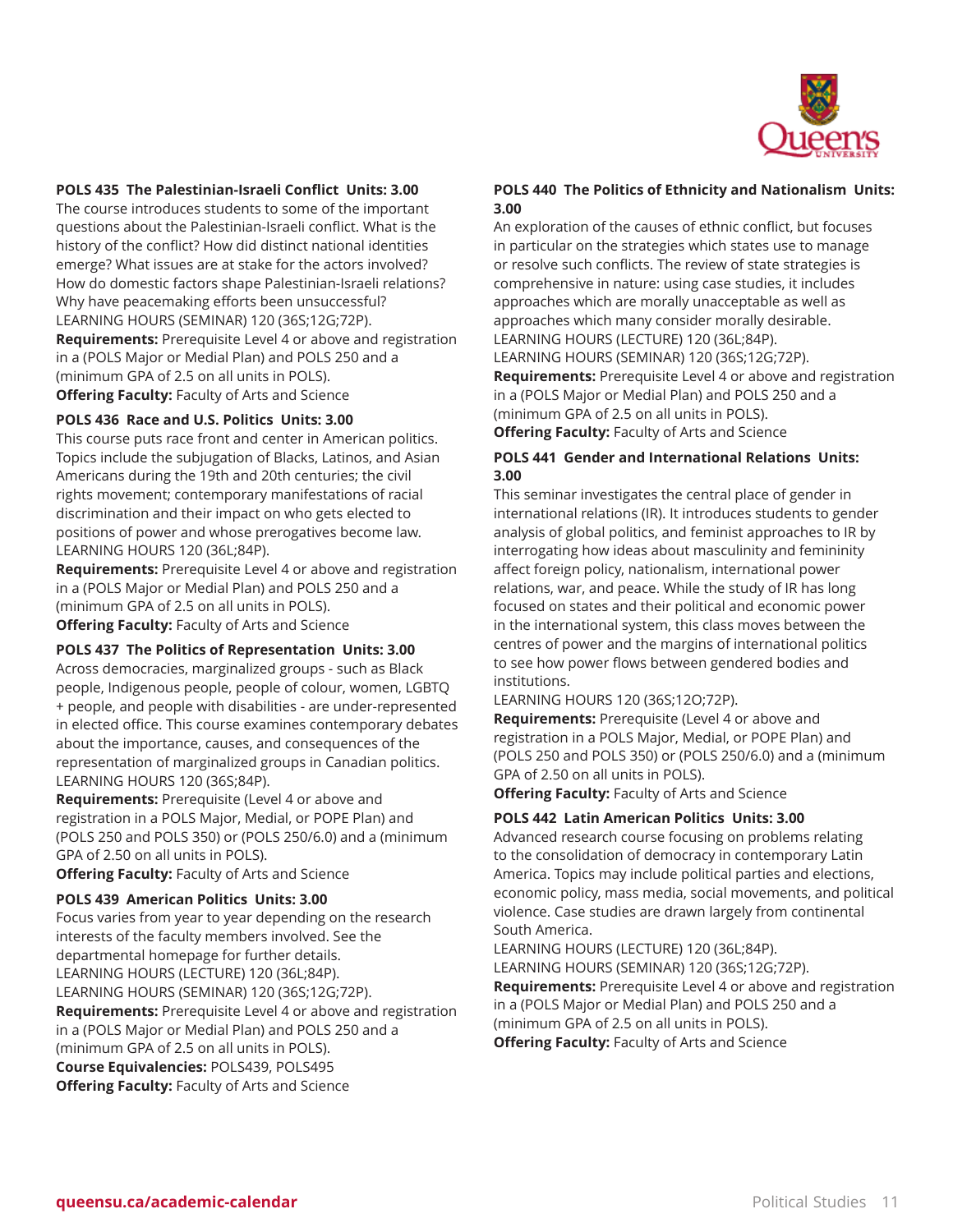**POLS 435 The Palestinian-Israeli Conflict Units: 3.00**

The course introduces students to some of the important questions about the Palestinian-Israeli conflict. What is the history of the conflict? How did distinct national identities emerge? What issues are at stake for the actors involved? How do domestic factors shape Palestinian-Israeli relations? Why have peacemaking efforts been unsuccessful?
LEARNING HOURS (SEMINAR) 120 (36S;12G;72P).

**Requirements:** Prerequisite Level 4 or above and registration in a (POLS Major or Medial Plan) and POLS 250 and a (minimum GPA of 2.5 on all units in POLS).

**Offering Faculty:** Faculty of Arts and Science

**POLS 436 Race and U.S. Politics Units: 3.00**

This course puts race front and center in American politics. Topics include the subjugation of Blacks, Latinos, and Asian Americans during the 19th and 20th centuries; the civil rights movement; contemporary manifestations of racial discrimination and their impact on who gets elected to positions of power and whose prerogatives become law.
LEARNING HOURS 120 (36L;84P).

**Requirements:** Prerequisite Level 4 or above and registration in a (POLS Major or Medial Plan) and POLS 250 and a (minimum GPA of 2.5 on all units in POLS).

**Offering Faculty:** Faculty of Arts and Science

**POLS 437 The Politics of Representation Units: 3.00**

Across democracies, marginalized groups - such as Black people, Indigenous people, people of colour, women, LGBTQ + people, and people with disabilities - are under-represented in elected office. This course examines contemporary debates about the importance, causes, and consequences of the representation of marginalized groups in Canadian politics.
LEARNING HOURS 120 (36S;84P).

**Requirements:** Prerequisite (Level 4 or above and registration in a POLS Major, Medial, or POPE Plan) and (POLS 250 and POLS 350) or (POLS 250/6.0) and a (minimum GPA of 2.50 on all units in POLS).

**Offering Faculty:** Faculty of Arts and Science

**POLS 439 American Politics Units: 3.00**

Focus varies from year to year depending on the research interests of the faculty members involved. See the departmental homepage for further details.
LEARNING HOURS (LECTURE) 120 (36L;84P).
LEARNING HOURS (SEMINAR) 120 (36S;12G;72P).

**Requirements:** Prerequisite Level 4 or above and registration in a (POLS Major or Medial Plan) and POLS 250 and a (minimum GPA of 2.5 on all units in POLS).

**Course Equivalencies:** POLS439, POLS495

**Offering Faculty:** Faculty of Arts and Science

**POLS 440 The Politics of Ethnicity and Nationalism Units: 3.00**

An exploration of the causes of ethnic conflict, but focuses in particular on the strategies which states use to manage or resolve such conflicts. The review of state strategies is comprehensive in nature: using case studies, it includes approaches which are morally unacceptable as well as approaches which many consider morally desirable.
LEARNING HOURS (LECTURE) 120 (36L;84P).
LEARNING HOURS (SEMINAR) 120 (36S;12G;72P).

**Requirements:** Prerequisite Level 4 or above and registration in a (POLS Major or Medial Plan) and POLS 250 and a (minimum GPA of 2.5 on all units in POLS).

**Offering Faculty:** Faculty of Arts and Science

**POLS 441 Gender and International Relations Units: 3.00**

This seminar investigates the central place of gender in international relations (IR). It introduces students to gender analysis of global politics, and feminist approaches to IR by interrogating how ideas about masculinity and femininity affect foreign policy, nationalism, international power relations, war, and peace. While the study of IR has long focused on states and their political and economic power in the international system, this class moves between the centres of power and the margins of international politics to see how power flows between gendered bodies and institutions.
LEARNING HOURS 120 (36S;12O;72P).

**Requirements:** Prerequisite (Level 4 or above and registration in a POLS Major, Medial, or POPE Plan) and (POLS 250 and POLS 350) or (POLS 250/6.0) and a (minimum GPA of 2.50 on all units in POLS).

**Offering Faculty:** Faculty of Arts and Science

**POLS 442 Latin American Politics Units: 3.00**

Advanced research course focusing on problems relating to the consolidation of democracy in contemporary Latin America. Topics may include political parties and elections, economic policy, mass media, social movements, and political violence. Case studies are drawn largely from continental South America.
LEARNING HOURS (LECTURE) 120 (36L;84P).
LEARNING HOURS (SEMINAR) 120 (36S;12G;72P).

**Requirements:** Prerequisite Level 4 or above and registration in a (POLS Major or Medial Plan) and POLS 250 and a (minimum GPA of 2.5 on all units in POLS).

**Offering Faculty:** Faculty of Arts and Science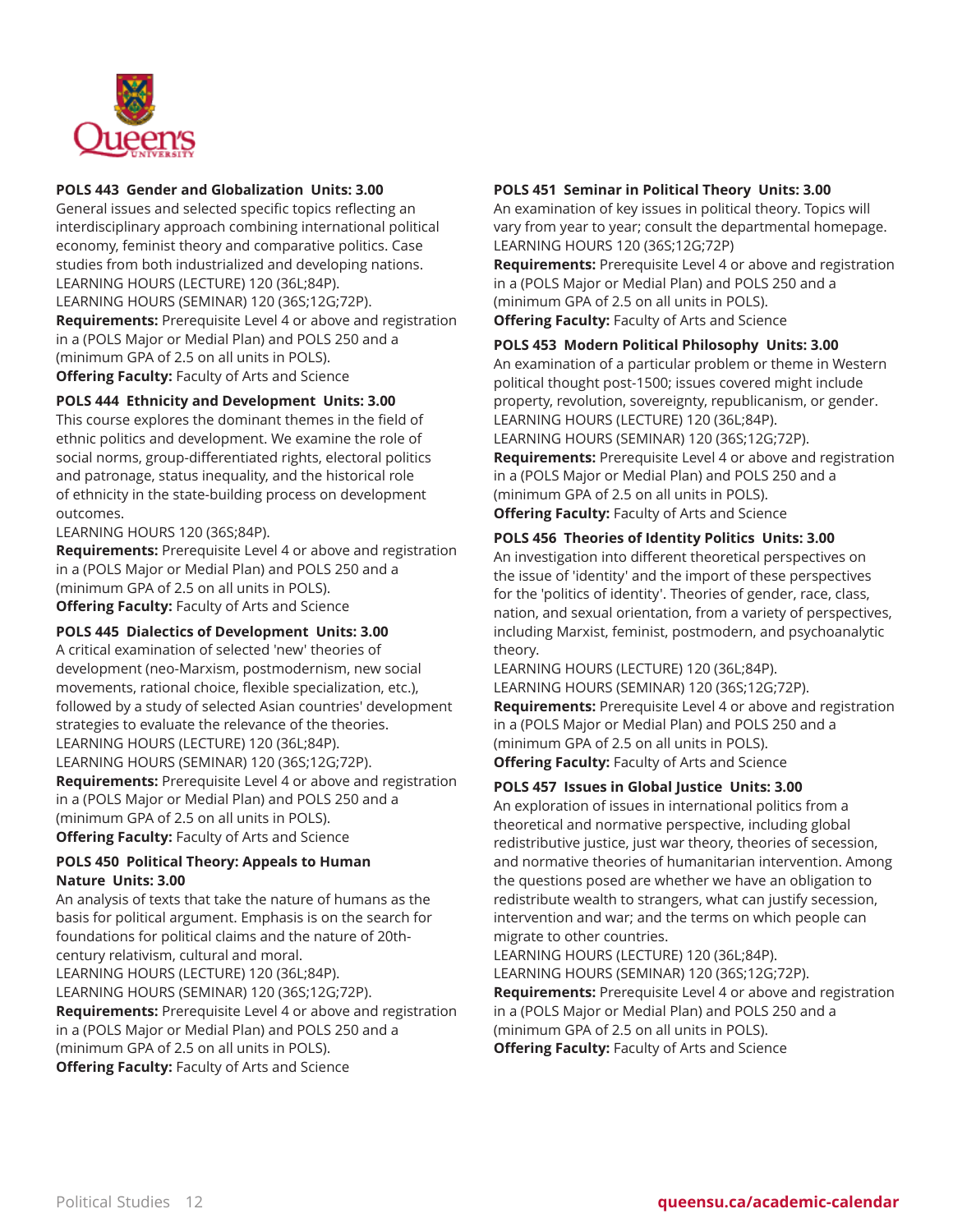**POLS 443 Gender and Globalization Units: 3.00**
General issues and selected specific topics reflecting an interdisciplinary approach combining international political economy, feminist theory and comparative politics. Case studies from both industrialized and developing nations.
LEARNING HOURS (LECTURE) 120 (36L;84P).
LEARNING HOURS (SEMINAR) 120 (36S;12G;72P).
**Requirements:** Prerequisite Level 4 or above and registration in a (POLS Major or Medial Plan) and POLS 250 and a (minimum GPA of 2.5 on all units in POLS).
**Offering Faculty:** Faculty of Arts and Science

**POLS 444 Ethnicity and Development Units: 3.00**
This course explores the dominant themes in the field of ethnic politics and development. We examine the role of social norms, group-differentiated rights, electoral politics and patronage, status inequality, and the historical role of ethnicity in the state-building process on development outcomes.
LEARNING HOURS 120 (36S;84P).
**Requirements:** Prerequisite Level 4 or above and registration in a (POLS Major or Medial Plan) and POLS 250 and a (minimum GPA of 2.5 on all units in POLS).
**Offering Faculty:** Faculty of Arts and Science

**POLS 445 Dialectics of Development Units: 3.00**
A critical examination of selected 'new' theories of development (neo-Marxism, postmodernism, new social movements, rational choice, flexible specialization, etc.), followed by a study of selected Asian countries' development strategies to evaluate the relevance of the theories.
LEARNING HOURS (LECTURE) 120 (36L;84P).
LEARNING HOURS (SEMINAR) 120 (36S;12G;72P).
**Requirements:** Prerequisite Level 4 or above and registration in a (POLS Major or Medial Plan) and POLS 250 and a (minimum GPA of 2.5 on all units in POLS).
**Offering Faculty:** Faculty of Arts and Science

**POLS 450 Political Theory: Appeals to Human Nature Units: 3.00**
An analysis of texts that take the nature of humans as the basis for political argument. Emphasis is on the search for foundations for political claims and the nature of 20th-century relativism, cultural and moral.
LEARNING HOURS (LECTURE) 120 (36L;84P).
LEARNING HOURS (SEMINAR) 120 (36S;12G;72P).
**Requirements:** Prerequisite Level 4 or above and registration in a (POLS Major or Medial Plan) and POLS 250 and a (minimum GPA of 2.5 on all units in POLS).
**Offering Faculty:** Faculty of Arts and Science

**POLS 451 Seminar in Political Theory Units: 3.00**
An examination of key issues in political theory. Topics will vary from year to year; consult the departmental homepage.
LEARNING HOURS 120 (36S;12G;72P)
**Requirements:** Prerequisite Level 4 or above and registration in a (POLS Major or Medial Plan) and POLS 250 and a (minimum GPA of 2.5 on all units in POLS).
**Offering Faculty:** Faculty of Arts and Science

**POLS 453 Modern Political Philosophy Units: 3.00**
An examination of a particular problem or theme in Western political thought post-1500; issues covered might include property, revolution, sovereignty, republicanism, or gender.
LEARNING HOURS (LECTURE) 120 (36L;84P).
LEARNING HOURS (SEMINAR) 120 (36S;12G;72P).
**Requirements:** Prerequisite Level 4 or above and registration in a (POLS Major or Medial Plan) and POLS 250 and a (minimum GPA of 2.5 on all units in POLS).
**Offering Faculty:** Faculty of Arts and Science

**POLS 456 Theories of Identity Politics Units: 3.00**
An investigation into different theoretical perspectives on the issue of 'identity' and the import of these perspectives for the 'politics of identity'. Theories of gender, race, class, nation, and sexual orientation, from a variety of perspectives, including Marxist, feminist, postmodern, and psychoanalytic theory.
LEARNING HOURS (LECTURE) 120 (36L;84P).
LEARNING HOURS (SEMINAR) 120 (36S;12G;72P).
**Requirements:** Prerequisite Level 4 or above and registration in a (POLS Major or Medial Plan) and POLS 250 and a (minimum GPA of 2.5 on all units in POLS).
**Offering Faculty:** Faculty of Arts and Science

**POLS 457 Issues in Global Justice Units: 3.00**
An exploration of issues in international politics from a theoretical and normative perspective, including global redistributive justice, just war theory, theories of secession, and normative theories of humanitarian intervention. Among the questions posed are whether we have an obligation to redistribute wealth to strangers, what can justify secession, intervention and war; and the terms on which people can migrate to other countries.
LEARNING HOURS (LECTURE) 120 (36L;84P).
LEARNING HOURS (SEMINAR) 120 (36S;12G;72P).
**Requirements:** Prerequisite Level 4 or above and registration in a (POLS Major or Medial Plan) and POLS 250 and a (minimum GPA of 2.5 on all units in POLS).
**Offering Faculty:** Faculty of Arts and Science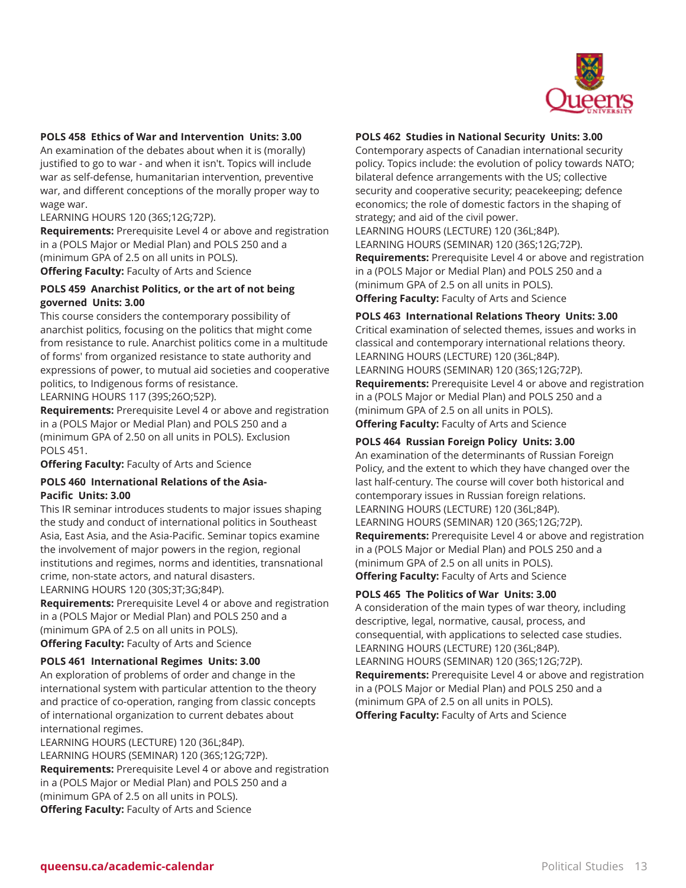**POLS 458 Ethics of War and Intervention Units: 3.00**
An examination of the debates about when it is (morally) justified to go to war - and when it isn't. Topics will include war as self-defense, humanitarian intervention, preventive war, and different conceptions of the morally proper way to wage war.
LEARNING HOURS 120 (36S;12G;72P).
**Requirements:** Prerequisite Level 4 or above and registration in a (POLS Major or Medial Plan) and POLS 250 and a (minimum GPA of 2.5 on all units in POLS).
**Offering Faculty:** Faculty of Arts and Science

**POLS 459 Anarchist Politics, or the art of not being governed Units: 3.00**
This course considers the contemporary possibility of anarchist politics, focusing on the politics that might come from resistance to rule. Anarchist politics come in a multitude of forms' from organized resistance to state authority and expressions of power, to mutual aid societies and cooperative politics, to Indigenous forms of resistance.
LEARNING HOURS 117 (39S;26O;52P).
**Requirements:** Prerequisite Level 4 or above and registration in a (POLS Major or Medial Plan) and POLS 250 and a (minimum GPA of 2.50 on all units in POLS). Exclusion POLS 451.
**Offering Faculty:** Faculty of Arts and Science

**POLS 460 International Relations of the Asia-Pacific Units: 3.00**
This IR seminar introduces students to major issues shaping the study and conduct of international politics in Southeast Asia, East Asia, and the Asia-Pacific. Seminar topics examine the involvement of major powers in the region, regional institutions and regimes, norms and identities, transnational crime, non-state actors, and natural disasters.
LEARNING HOURS 120 (30S;3T;3G;84P).
**Requirements:** Prerequisite Level 4 or above and registration in a (POLS Major or Medial Plan) and POLS 250 and a (minimum GPA of 2.5 on all units in POLS).
**Offering Faculty:** Faculty of Arts and Science

**POLS 461 International Regimes Units: 3.00**
An exploration of problems of order and change in the international system with particular attention to the theory and practice of co-operation, ranging from classic concepts of international organization to current debates about international regimes.
LEARNING HOURS (LECTURE) 120 (36L;84P).
LEARNING HOURS (SEMINAR) 120 (36S;12G;72P).
**Requirements:** Prerequisite Level 4 or above and registration in a (POLS Major or Medial Plan) and POLS 250 and a (minimum GPA of 2.5 on all units in POLS).
**Offering Faculty:** Faculty of Arts and Science

**POLS 462 Studies in National Security Units: 3.00**
Contemporary aspects of Canadian international security policy. Topics include: the evolution of policy towards NATO; bilateral defence arrangements with the US; collective security and cooperative security; peacekeeping; defence economics; the role of domestic factors in the shaping of strategy; and aid of the civil power.
LEARNING HOURS (LECTURE) 120 (36L;84P).
LEARNING HOURS (SEMINAR) 120 (36S;12G;72P).
**Requirements:** Prerequisite Level 4 or above and registration in a (POLS Major or Medial Plan) and POLS 250 and a (minimum GPA of 2.5 on all units in POLS).
**Offering Faculty:** Faculty of Arts and Science

**POLS 463 International Relations Theory Units: 3.00**
Critical examination of selected themes, issues and works in classical and contemporary international relations theory.
LEARNING HOURS (LECTURE) 120 (36L;84P).
LEARNING HOURS (SEMINAR) 120 (36S;12G;72P).
**Requirements:** Prerequisite Level 4 or above and registration in a (POLS Major or Medial Plan) and POLS 250 and a (minimum GPA of 2.5 on all units in POLS).
**Offering Faculty:** Faculty of Arts and Science

**POLS 464 Russian Foreign Policy Units: 3.00**
An examination of the determinants of Russian Foreign Policy, and the extent to which they have changed over the last half-century. The course will cover both historical and contemporary issues in Russian foreign relations.
LEARNING HOURS (LECTURE) 120 (36L;84P).
LEARNING HOURS (SEMINAR) 120 (36S;12G;72P).
**Requirements:** Prerequisite Level 4 or above and registration in a (POLS Major or Medial Plan) and POLS 250 and a (minimum GPA of 2.5 on all units in POLS).
**Offering Faculty:** Faculty of Arts and Science

**POLS 465 The Politics of War Units: 3.00**
A consideration of the main types of war theory, including descriptive, legal, normative, causal, process, and consequential, with applications to selected case studies.
LEARNING HOURS (LECTURE) 120 (36L;84P).
LEARNING HOURS (SEMINAR) 120 (36S;12G;72P).
**Requirements:** Prerequisite Level 4 or above and registration in a (POLS Major or Medial Plan) and POLS 250 and a (minimum GPA of 2.5 on all units in POLS).
**Offering Faculty:** Faculty of Arts and Science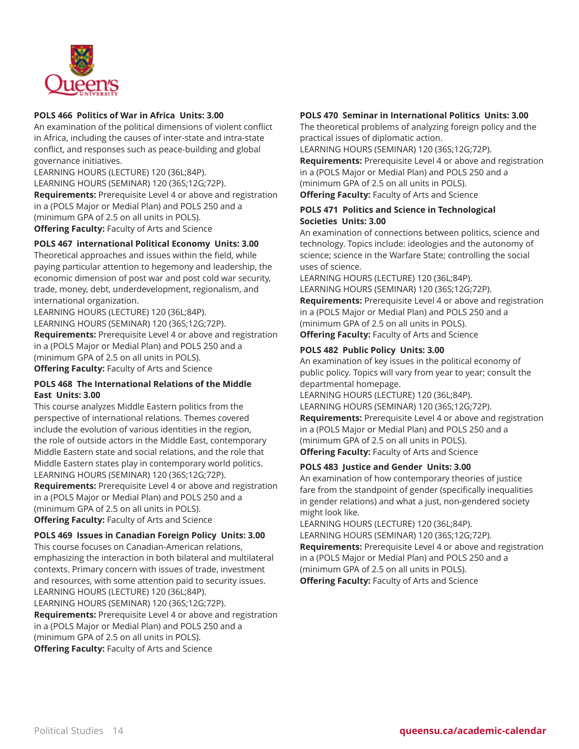### POLS 466 Politics of War in Africa Units: 3.00

An examination of the political dimensions of violent conflict in Africa, including the causes of inter-state and intra-state conflict, and responses such as peace-building and global governance initiatives.

LEARNING HOURS (LECTURE) 120 (36L;84P).
LEARNING HOURS (SEMINAR) 120 (36S;12G;72P).

**Requirements:** Prerequisite Level 4 or above and registration in a (POLS Major or Medial Plan) and POLS 250 and a (minimum GPA of 2.5 on all units in POLS).

**Offering Faculty:** Faculty of Arts and Science

### POLS 467 international Political Economy Units: 3.00

Theoretical approaches and issues within the field, while paying particular attention to hegemony and leadership, the economic dimension of post war and post cold war security, trade, money, debt, underdevelopment, regionalism, and international organization.

LEARNING HOURS (LECTURE) 120 (36L;84P).
LEARNING HOURS (SEMINAR) 120 (36S;12G;72P).

**Requirements:** Prerequisite Level 4 or above and registration in a (POLS Major or Medial Plan) and POLS 250 and a (minimum GPA of 2.5 on all units in POLS).

**Offering Faculty:** Faculty of Arts and Science

### POLS 468 The International Relations of the Middle East Units: 3.00

This course analyzes Middle Eastern politics from the perspective of international relations. Themes covered include the evolution of various identities in the region, the role of outside actors in the Middle East, contemporary Middle Eastern state and social relations, and the role that Middle Eastern states play in contemporary world politics.

LEARNING HOURS (SEMINAR) 120 (36S;12G;72P).

**Requirements:** Prerequisite Level 4 or above and registration in a (POLS Major or Medial Plan) and POLS 250 and a (minimum GPA of 2.5 on all units in POLS).

**Offering Faculty:** Faculty of Arts and Science

### POLS 469 Issues in Canadian Foreign Policy Units: 3.00

This course focuses on Canadian-American relations, emphasizing the interaction in both bilateral and multilateral contexts. Primary concern with issues of trade, investment and resources, with some attention paid to security issues.

LEARNING HOURS (LECTURE) 120 (36L;84P).
LEARNING HOURS (SEMINAR) 120 (36S;12G;72P).

**Requirements:** Prerequisite Level 4 or above and registration in a (POLS Major or Medial Plan) and POLS 250 and a (minimum GPA of 2.5 on all units in POLS).

**Offering Faculty:** Faculty of Arts and Science

### POLS 470 Seminar in International Politics Units: 3.00

The theoretical problems of analyzing foreign policy and the practical issues of diplomatic action.

LEARNING HOURS (SEMINAR) 120 (36S;12G;72P).

**Requirements:** Prerequisite Level 4 or above and registration in a (POLS Major or Medial Plan) and POLS 250 and a (minimum GPA of 2.5 on all units in POLS).

**Offering Faculty:** Faculty of Arts and Science

### POLS 471 Politics and Science in Technological Societies Units: 3.00

An examination of connections between politics, science and technology. Topics include: ideologies and the autonomy of science; science in the Warfare State; controlling the social uses of science.

LEARNING HOURS (LECTURE) 120 (36L;84P).
LEARNING HOURS (SEMINAR) 120 (36S;12G;72P).

**Requirements:** Prerequisite Level 4 or above and registration in a (POLS Major or Medial Plan) and POLS 250 and a (minimum GPA of 2.5 on all units in POLS).

**Offering Faculty:** Faculty of Arts and Science

### POLS 482 Public Policy Units: 3.00

An examination of key issues in the political economy of public policy. Topics will vary from year to year; consult the departmental homepage.

LEARNING HOURS (LECTURE) 120 (36L;84P).
LEARNING HOURS (SEMINAR) 120 (36S;12G;72P).

**Requirements:** Prerequisite Level 4 or above and registration in a (POLS Major or Medial Plan) and POLS 250 and a (minimum GPA of 2.5 on all units in POLS).

**Offering Faculty:** Faculty of Arts and Science

### POLS 483 Justice and Gender Units: 3.00

An examination of how contemporary theories of justice fare from the standpoint of gender (specifically inequalities in gender relations) and what a just, non-gendered society might look like.

LEARNING HOURS (LECTURE) 120 (36L;84P).
LEARNING HOURS (SEMINAR) 120 (36S;12G;72P).

**Requirements:** Prerequisite Level 4 or above and registration in a (POLS Major or Medial Plan) and POLS 250 and a (minimum GPA of 2.5 on all units in POLS).

**Offering Faculty:** Faculty of Arts and Science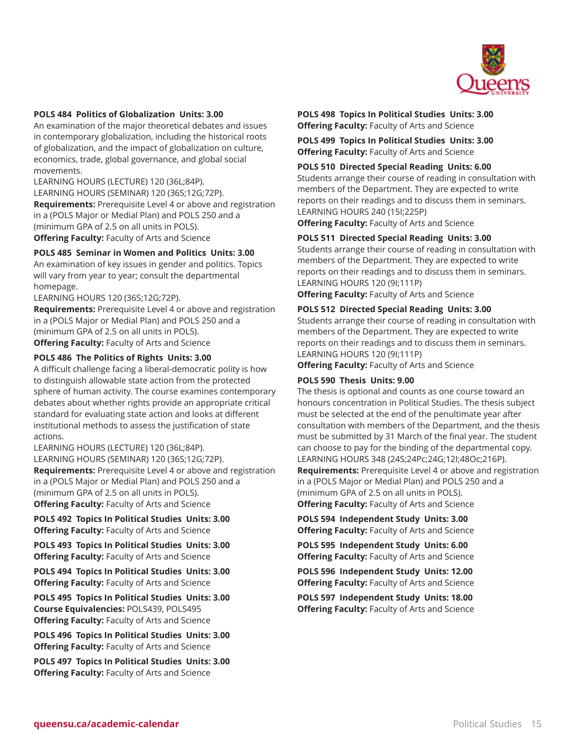**POLS 484 Politics of Globalization Units: 3.00**
An examination of the major theoretical debates and issues in contemporary globalization, including the historical roots of globalization, and the impact of globalization on culture, economics, trade, global governance, and global social movements.
LEARNING HOURS (LECTURE) 120 (36L;84P).
LEARNING HOURS (SEMINAR) 120 (36S;12G;72P).
**Requirements:** Prerequisite Level 4 or above and registration in a (POLS Major or Medial Plan) and POLS 250 and a (minimum GPA of 2.5 on all units in POLS).
**Offering Faculty:** Faculty of Arts and Science

**POLS 485 Seminar in Women and Politics Units: 3.00**
An examination of key issues in gender and politics. Topics will vary from year to year; consult the departmental homepage.
LEARNING HOURS 120 (36S;12G;72P).
**Requirements:** Prerequisite Level 4 or above and registration in a (POLS Major or Medial Plan) and POLS 250 and a (minimum GPA of 2.5 on all units in POLS).
**Offering Faculty:** Faculty of Arts and Science

**POLS 486 The Politics of Rights Units: 3.00**
A difficult challenge facing a liberal-democratic polity is how to distinguish allowable state action from the protected sphere of human activity. The course examines contemporary debates about whether rights provide an appropriate critical standard for evaluating state action and looks at different institutional methods to assess the justification of state actions.
LEARNING HOURS (LECTURE) 120 (36L;84P).
LEARNING HOURS (SEMINAR) 120 (36S;12G;72P).
**Requirements:** Prerequisite Level 4 or above and registration in a (POLS Major or Medial Plan) and POLS 250 and a (minimum GPA of 2.5 on all units in POLS).
**Offering Faculty:** Faculty of Arts and Science

**POLS 492 Topics In Political Studies Units: 3.00**
**Offering Faculty:** Faculty of Arts and Science

**POLS 493 Topics In Political Studies Units: 3.00**
**Offering Faculty:** Faculty of Arts and Science

**POLS 494 Topics In Political Studies Units: 3.00**
**Offering Faculty:** Faculty of Arts and Science

**POLS 495 Topics In Political Studies Units: 3.00**
**Course Equivalencies:** POLS439, POLS495
**Offering Faculty:** Faculty of Arts and Science

**POLS 496 Topics In Political Studies Units: 3.00**
**Offering Faculty:** Faculty of Arts and Science

**POLS 497 Topics In Political Studies Units: 3.00**
**Offering Faculty:** Faculty of Arts and Science

**POLS 498 Topics In Political Studies Units: 3.00**
**Offering Faculty:** Faculty of Arts and Science

**POLS 499 Topics In Political Studies Units: 3.00**
**Offering Faculty:** Faculty of Arts and Science

**POLS 510 Directed Special Reading Units: 6.00**
Students arrange their course of reading in consultation with members of the Department. They are expected to write reports on their readings and to discuss them in seminars.
LEARNING HOURS 240 (15I;225P)
**Offering Faculty:** Faculty of Arts and Science

**POLS 511 Directed Special Reading Units: 3.00**
Students arrange their course of reading in consultation with members of the Department. They are expected to write reports on their readings and to discuss them in seminars.
LEARNING HOURS 120 (9I;111P)
**Offering Faculty:** Faculty of Arts and Science

**POLS 512 Directed Special Reading Units: 3.00**
Students arrange their course of reading in consultation with members of the Department. They are expected to write reports on their readings and to discuss them in seminars.
LEARNING HOURS 120 (9I;111P)
**Offering Faculty:** Faculty of Arts and Science

**POLS 590 Thesis Units: 9.00**
The thesis is optional and counts as one course toward an honours concentration in Political Studies. The thesis subject must be selected at the end of the penultimate year after consultation with members of the Department, and the thesis must be submitted by 31 March of the final year. The student can choose to pay for the binding of the departmental copy.
LEARNING HOURS 348 (24S;24Pc;24G;12I;48Oc;216P).
**Requirements:** Prerequisite Level 4 or above and registration in a (POLS Major or Medial Plan) and POLS 250 and a (minimum GPA of 2.5 on all units in POLS).
**Offering Faculty:** Faculty of Arts and Science

**POLS 594 Independent Study Units: 3.00**
**Offering Faculty:** Faculty of Arts and Science

**POLS 595 Independent Study Units: 6.00**
**Offering Faculty:** Faculty of Arts and Science

**POLS 596 Independent Study Units: 12.00**
**Offering Faculty:** Faculty of Arts and Science

**POLS 597 Independent Study Units: 18.00**
**Offering Faculty:** Faculty of Arts and Science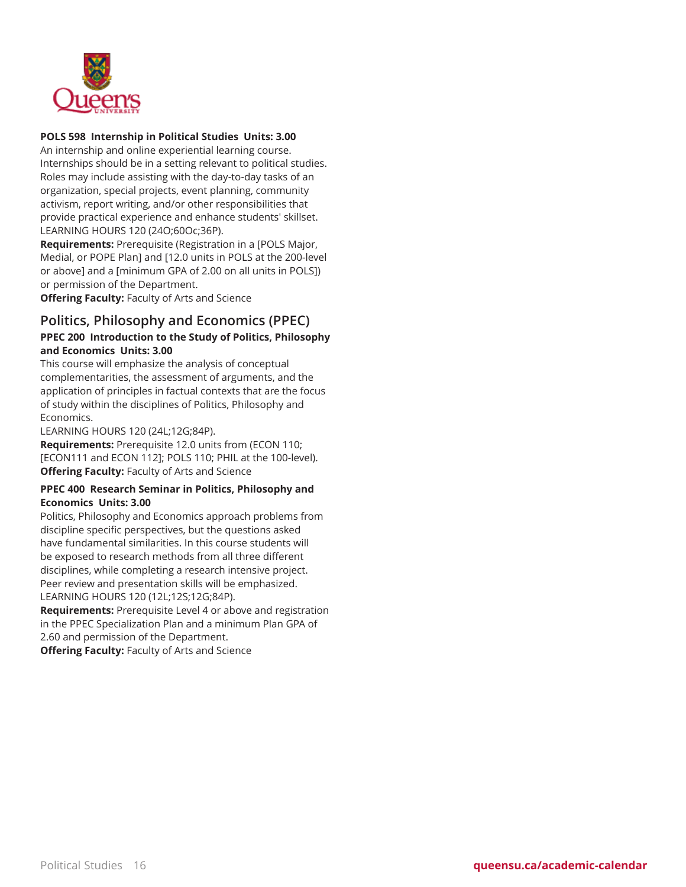**POLS 598 Internship in Political Studies Units: 3.00**
An internship and online experiential learning course. Internships should be in a setting relevant to political studies. Roles may include assisting with the day-to-day tasks of an organization, special projects, event planning, community activism, report writing, and/or other responsibilities that provide practical experience and enhance students' skillset.
LEARNING HOURS 120 (24O;60Oc;36P).
**Requirements:** Prerequisite (Registration in a [POLS Major, Medial, or POPE Plan] and [12.0 units in POLS at the 200-level or above] and a [minimum GPA of 2.00 on all units in POLS]) or permission of the Department.
**Offering Faculty:** Faculty of Arts and Science

## Politics, Philosophy and Economics (PPEC)

**PPEC 200 Introduction to the Study of Politics, Philosophy and Economics Units: 3.00**
This course will emphasize the analysis of conceptual complementarities, the assessment of arguments, and the application of principles in factual contexts that are the focus of study within the disciplines of Politics, Philosophy and Economics.
LEARNING HOURS 120 (24L;12G;84P).
**Requirements:** Prerequisite 12.0 units from (ECON 110; [ECON111 and ECON 112]; POLS 110; PHIL at the 100-level).
**Offering Faculty:** Faculty of Arts and Science

**PPEC 400 Research Seminar in Politics, Philosophy and Economics Units: 3.00**
Politics, Philosophy and Economics approach problems from discipline specific perspectives, but the questions asked have fundamental similarities. In this course students will be exposed to research methods from all three different disciplines, while completing a research intensive project. Peer review and presentation skills will be emphasized.
LEARNING HOURS 120 (12L;12S;12G;84P).
**Requirements:** Prerequisite Level 4 or above and registration in the PPEC Specialization Plan and a minimum Plan GPA of 2.60 and permission of the Department.
**Offering Faculty:** Faculty of Arts and Science